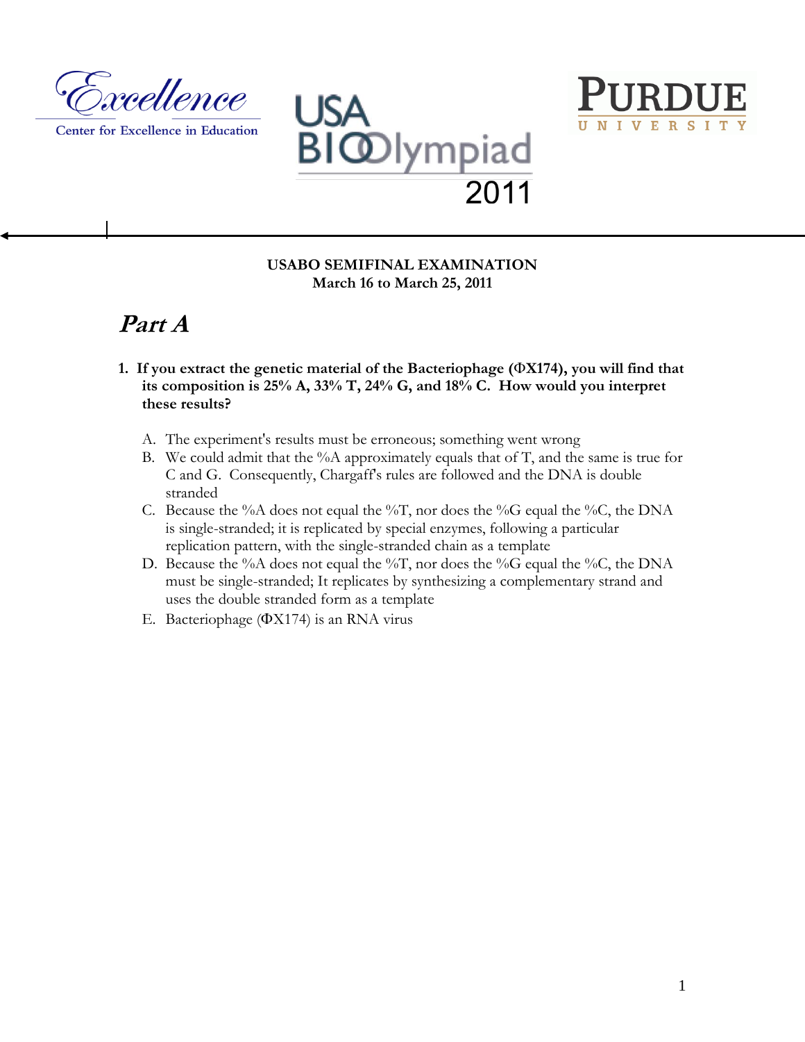USA BIOlympiad 2011

Center for Excellence in Education

PURDUE UNIVERSITY

**USABO SEMIFINAL EXAMINATION**
**March 16 to March 25, 2011**

# *Part A*

**1. If you extract the genetic material of the Bacteriophage (ΦX174), you will find that its composition is 25% A, 33% T, 24% G, and 18% C. How would you interpret these results?**

A. The experiment's results must be erroneous; something went wrong
B. We could admit that the %A approximately equals that of T, and the same is true for C and G. Consequently, Chargaff's rules are followed and the DNA is double stranded
C. Because the %A does not equal the %T, nor does the %G equal the %C, the DNA is single-stranded; it is replicated by special enzymes, following a particular replication pattern, with the single-stranded chain as a template
D. Because the %A does not equal the %T, nor does the %G equal the %C, the DNA must be single-stranded; It replicates by synthesizing a complementary strand and uses the double stranded form as a template
E. Bacteriophage (ΦX174) is an RNA virus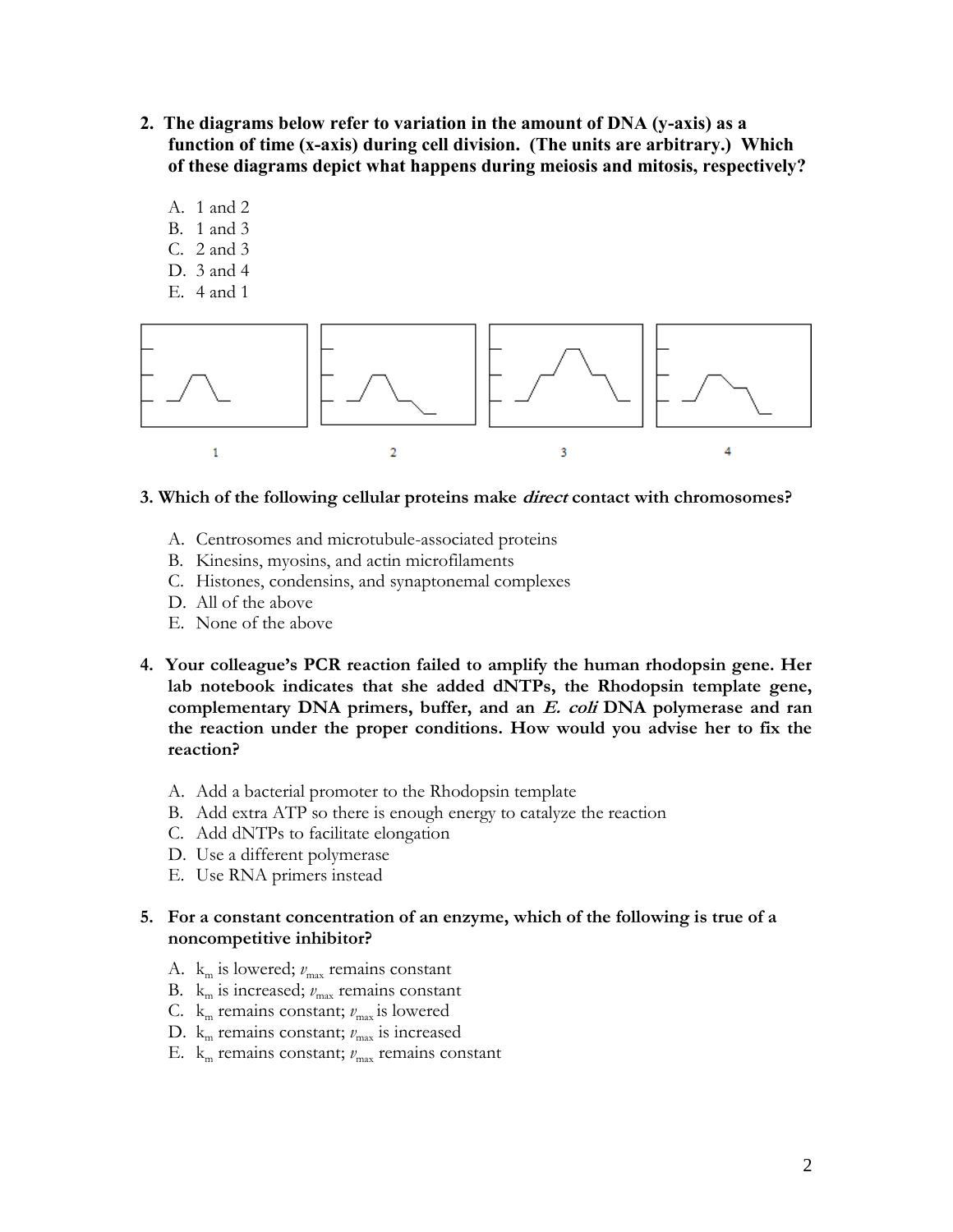**2. The diagrams below refer to variation in the amount of DNA (y-axis) as a function of time (x-axis) during cell division. (The units are arbitrary.) Which of these diagrams depict what happens during meiosis and mitosis, respectively?**

A. 1 and 2
B. 1 and 3
C. 2 and 3
D. 3 and 4
E. 4 and 1

1 2 3 4

**3. Which of the following cellular proteins make *direct* contact with chromosomes?**

A. Centrosomes and microtubule-associated proteins
B. Kinesins, myosins, and actin microfilaments
C. Histones, condensins, and synaptonemal complexes
D. All of the above
E. None of the above

**4. Your colleague's PCR reaction failed to amplify the human rhodopsin gene. Her lab notebook indicates that she added dNTPs, the Rhodopsin template gene, complementary DNA primers, buffer, and an *E. coli* DNA polymerase and ran the reaction under the proper conditions. How would you advise her to fix the reaction?**

A. Add a bacterial promoter to the Rhodopsin template
B. Add extra ATP so there is enough energy to catalyze the reaction
C. Add dNTPs to facilitate elongation
D. Use a different polymerase
E. Use RNA primers instead

**5. For a constant concentration of an enzyme, which of the following is true of a noncompetitive inhibitor?**

A. $k_m$ is lowered; $v_{max}$ remains constant
B. $k_m$ is increased; $v_{max}$ remains constant
C. $k_m$ remains constant; $v_{max}$ is lowered
D. $k_m$ remains constant; $v_{max}$ is increased
E. $k_m$ remains constant; $v_{max}$ remains constant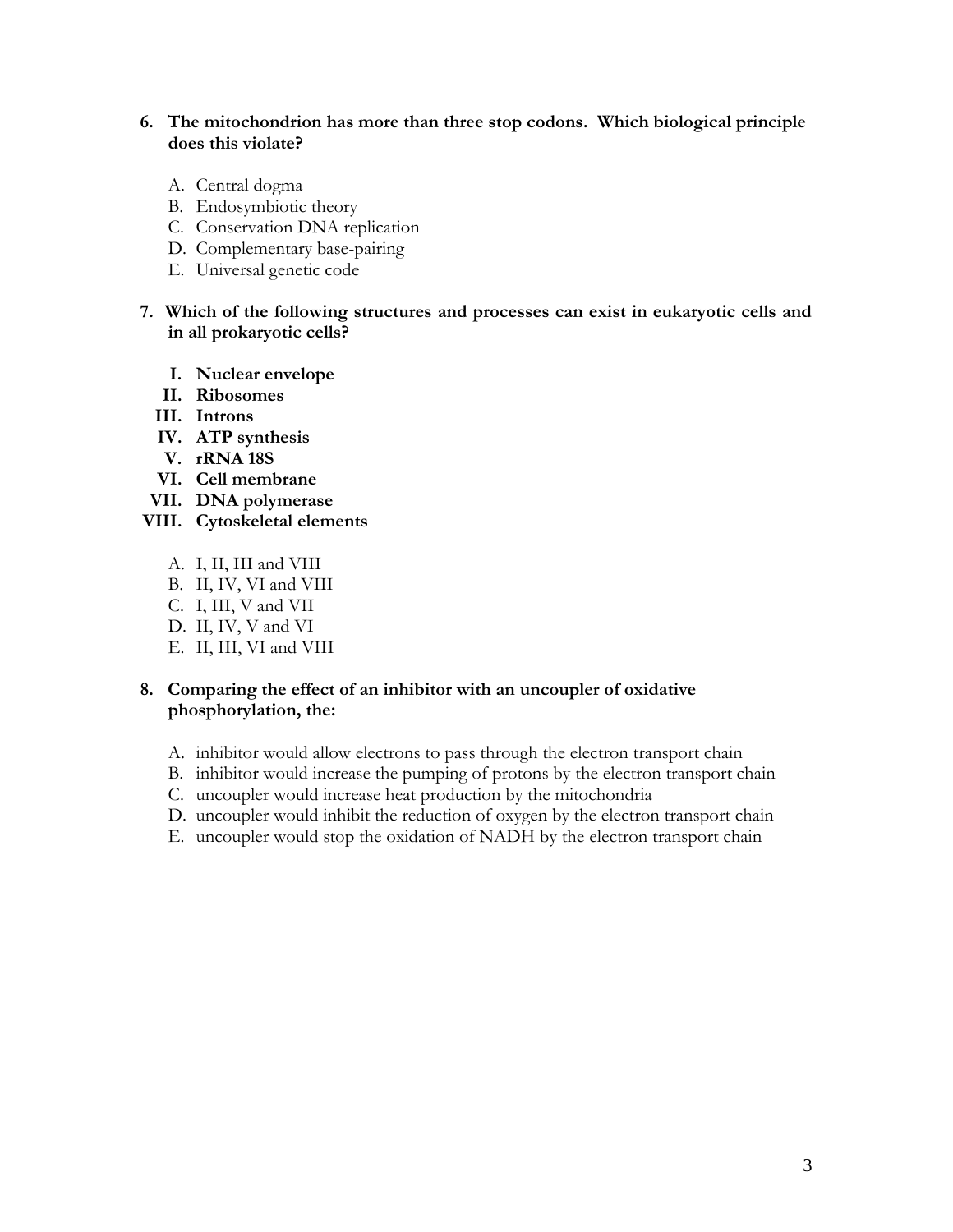**6. The mitochondrion has more than three stop codons. Which biological principle does this violate?**

A. Central dogma
B. Endosymbiotic theory
C. Conservation DNA replication
D. Complementary base-pairing
E. Universal genetic code

**7. Which of the following structures and processes can exist in eukaryotic cells and in all prokaryotic cells?**

**I. Nuclear envelope**
**II. Ribosomes**
**III. Introns**
**IV. ATP synthesis**
**V. rRNA 18S**
**VI. Cell membrane**
**VII. DNA polymerase**
**VIII. Cytoskeletal elements**

A. I, II, III and VIII
B. II, IV, VI and VIII
C. I, III, V and VII
D. II, IV, V and VI
E. II, III, VI and VIII

**8. Comparing the effect of an inhibitor with an uncoupler of oxidative phosphorylation, the:**

A. inhibitor would allow electrons to pass through the electron transport chain
B. inhibitor would increase the pumping of protons by the electron transport chain
C. uncoupler would increase heat production by the mitochondria
D. uncoupler would inhibit the reduction of oxygen by the electron transport chain
E. uncoupler would stop the oxidation of NADH by the electron transport chain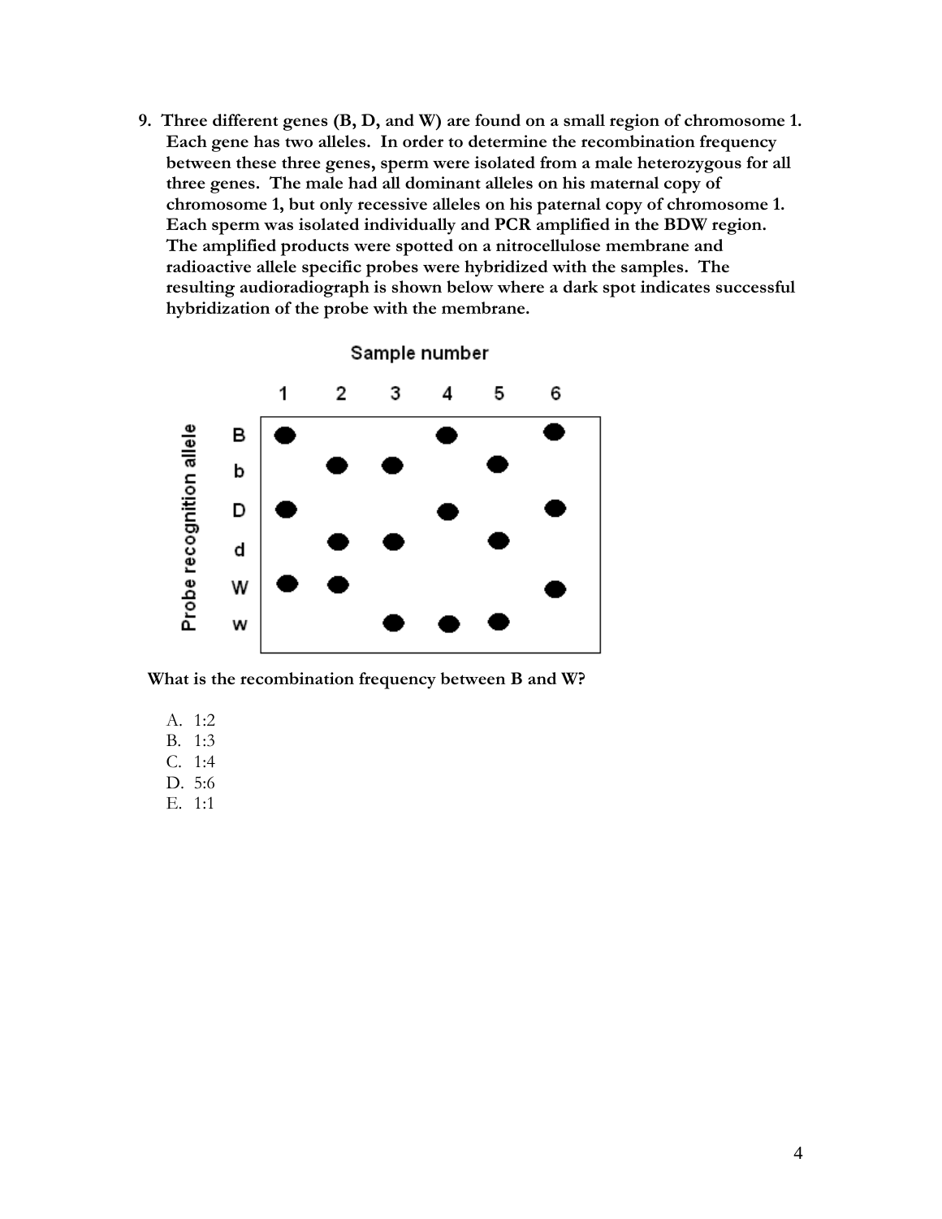9. **Three different genes (B, D, and W) are found on a small region of chromosome 1. Each gene has two alleles. In order to determine the recombination frequency between these three genes, sperm were isolated from a male heterozygous for all three genes. The male had all dominant alleles on his maternal copy of chromosome 1, but only recessive alleles on his paternal copy of chromosome 1. Each sperm was isolated individually and PCR amplified in the BDW region. The amplified products were spotted on a nitrocellulose membrane and radioactive allele specific probes were hybridized with the samples. The resulting audioradiograph is shown below where a dark spot indicates successful hybridization of the probe with the membrane.**

| Probe recognition allele | Sample 1 | Sample 2 | Sample 3 | Sample 4 | Sample 5 | Sample 6 |
|---|---|---|---|---|---|---|
| B | ● | | | ● | | ● |
| b | | ● | ● | | ● | |
| D | ● | | | ● | | ● |
| d | | ● | ● | | ● | |
| W | ● | ● | | | | ● |
| w | | | ● | ● | ● | |

**What is the recombination frequency between B and W?**

A. 1:2
B. 1:3
C. 1:4
D. 5:6
E. 1:1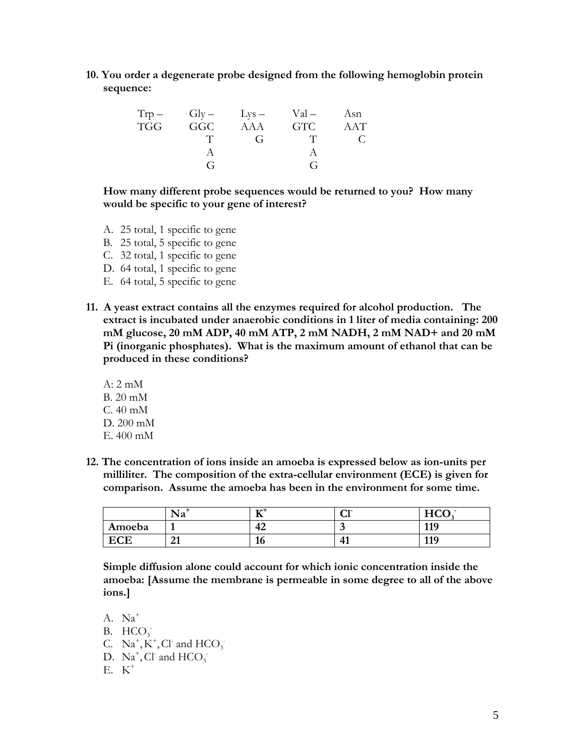**10. You order a degenerate probe designed from the following hemoglobin protein sequence:**

| Trp – | Gly – | Lys – | Val – | Asn |
|---|---|---|---|---|
| TGG | GGC | AAA | GTC | AAT |
| | T | G | T | C |
| | A | | A | |
| | G | | G | |

**How many different probe sequences would be returned to you? How many would be specific to your gene of interest?**

A. 25 total, 1 specific to gene
B. 25 total, 5 specific to gene
C. 32 total, 1 specific to gene
D. 64 total, 1 specific to gene
E. 64 total, 5 specific to gene

**11. A yeast extract contains all the enzymes required for alcohol production. The extract is incubated under anaerobic conditions in 1 liter of media containing: 200 mM glucose, 20 mM ADP, 40 mM ATP, 2 mM NADH, 2 mM NAD+ and 20 mM Pi (inorganic phosphates). What is the maximum amount of ethanol that can be produced in these conditions?**

A: 2 mM
B. 20 mM
C. 40 mM
D. 200 mM
E. 400 mM

**12. The concentration of ions inside an amoeba is expressed below as ion-units per milliliter. The composition of the extra-cellular environment (ECE) is given for comparison. Assume the amoeba has been in the environment for some time.**

| | $Na^+$ | $K^+$ | $Cl^-$ | $HCO_3^-$ |
|---|---|---|---|---|
| **Amoeba** | **1** | **42** | **3** | **119** |
| **ECE** | **21** | **16** | **41** | **119** |

**Simple diffusion alone could account for which ionic concentration inside the amoeba: [Assume the membrane is permeable in some degree to all of the above ions.]**

A. $Na^+$
B. $HCO_3^-$
C. $Na^+$, $K^+$, $Cl^-$ and $HCO_3^-$
D. $Na^+$, $Cl^-$ and $HCO_3^-$
E. $K^+$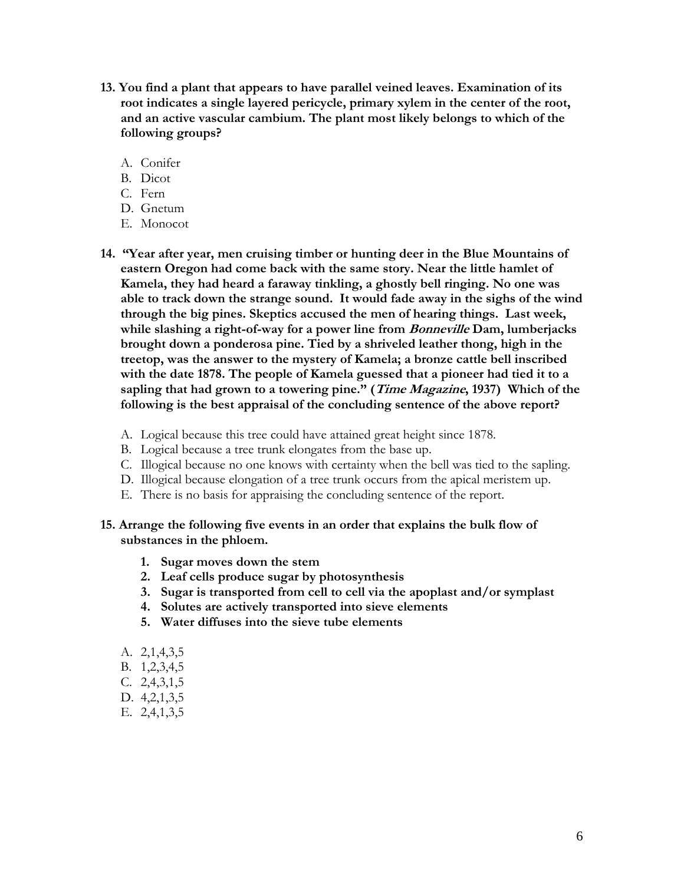**13. You find a plant that appears to have parallel veined leaves. Examination of its root indicates a single layered pericycle, primary xylem in the center of the root, and an active vascular cambium. The plant most likely belongs to which of the following groups?**

A. Conifer
B. Dicot
C. Fern
D. Gnetum
E. Monocot

**14. "Year after year, men cruising timber or hunting deer in the Blue Mountains of eastern Oregon had come back with the same story. Near the little hamlet of Kamela, they had heard a faraway tinkling, a ghostly bell ringing. No one was able to track down the strange sound. It would fade away in the sighs of the wind through the big pines. Skeptics accused the men of hearing things. Last week, while slashing a right-of-way for a power line from *Bonneville* Dam, lumberjacks brought down a ponderosa pine. Tied by a shriveled leather thong, high in the treetop, was the answer to the mystery of Kamela; a bronze cattle bell inscribed with the date 1878. The people of Kamela guessed that a pioneer had tied it to a sapling that had grown to a towering pine." (*Time Magazine*, 1937) Which of the following is the best appraisal of the concluding sentence of the above report?**

A. Logical because this tree could have attained great height since 1878.
B. Logical because a tree trunk elongates from the base up.
C. Illogical because no one knows with certainty when the bell was tied to the sapling.
D. Illogical because elongation of a tree trunk occurs from the apical meristem up.
E. There is no basis for appraising the concluding sentence of the report.

**15. Arrange the following five events in an order that explains the bulk flow of substances in the phloem.**

1. **Sugar moves down the stem**
2. **Leaf cells produce sugar by photosynthesis**
3. **Sugar is transported from cell to cell via the apoplast and/or symplast**
4. **Solutes are actively transported into sieve elements**
5. **Water diffuses into the sieve tube elements**

A. 2,1,4,3,5
B. 1,2,3,4,5
C. 2,4,3,1,5
D. 4,2,1,3,5
E. 2,4,1,3,5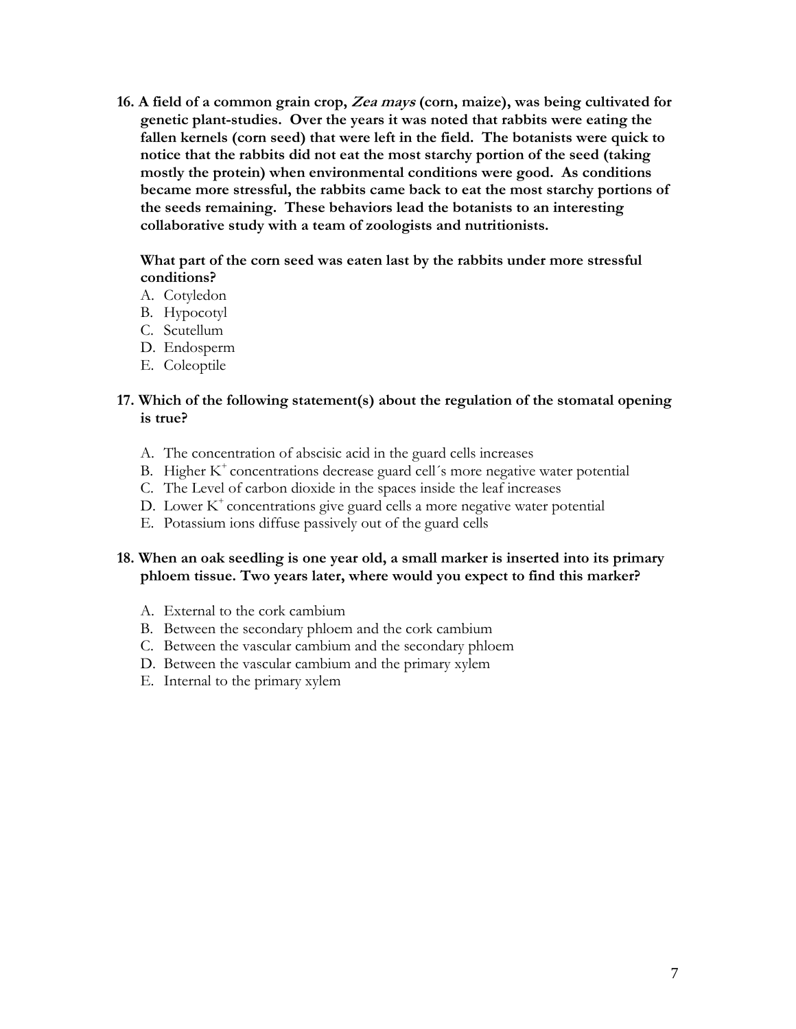**16. A field of a common grain crop, *Zea mays* (corn, maize), was being cultivated for genetic plant-studies. Over the years it was noted that rabbits were eating the fallen kernels (corn seed) that were left in the field. The botanists were quick to notice that the rabbits did not eat the most starchy portion of the seed (taking mostly the protein) when environmental conditions were good. As conditions became more stressful, the rabbits came back to eat the most starchy portions of the seeds remaining. These behaviors lead the botanists to an interesting collaborative study with a team of zoologists and nutritionists.**

**What part of the corn seed was eaten last by the rabbits under more stressful conditions?**

A. Cotyledon
B. Hypocotyl
C. Scutellum
D. Endosperm
E. Coleoptile

**17. Which of the following statement(s) about the regulation of the stomatal opening is true?**

A. The concentration of abscisic acid in the guard cells increases
B. Higher $K^+$ concentrations decrease guard cell´s more negative water potential
C. The Level of carbon dioxide in the spaces inside the leaf increases
D. Lower $K^+$ concentrations give guard cells a more negative water potential
E. Potassium ions diffuse passively out of the guard cells

**18. When an oak seedling is one year old, a small marker is inserted into its primary phloem tissue. Two years later, where would you expect to find this marker?**

A. External to the cork cambium
B. Between the secondary phloem and the cork cambium
C. Between the vascular cambium and the secondary phloem
D. Between the vascular cambium and the primary xylem
E. Internal to the primary xylem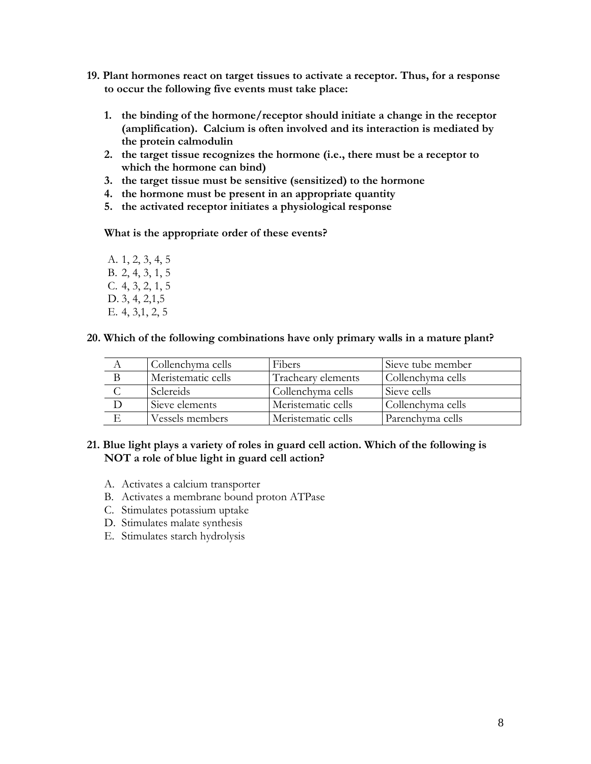**19. Plant hormones react on target tissues to activate a receptor. Thus, for a response to occur the following five events must take place:**

1. **the binding of the hormone/receptor should initiate a change in the receptor (amplification). Calcium is often involved and its interaction is mediated by the protein calmodulin**
2. **the target tissue recognizes the hormone (i.e., there must be a receptor to which the hormone can bind)**
3. **the target tissue must be sensitive (sensitized) to the hormone**
4. **the hormone must be present in an appropriate quantity**
5. **the activated receptor initiates a physiological response**

**What is the appropriate order of these events?**

A. 1, 2, 3, 4, 5
B. 2, 4, 3, 1, 5
C. 4, 3, 2, 1, 5
D. 3, 4, 2,1,5
E. 4, 3,1, 2, 5

**20. Which of the following combinations have only primary walls in a mature plant?**

| | | | |
|---|---|---|---|
| A | Collenchyma cells | Fibers | Sieve tube member |
| B | Meristematic cells | Tracheary elements | Collenchyma cells |
| C | Sclereids | Collenchyma cells | Sieve cells |
| D | Sieve elements | Meristematic cells | Collenchyma cells |
| E | Vessels members | Meristematic cells | Parenchyma cells |

**21. Blue light plays a variety of roles in guard cell action. Which of the following is NOT a role of blue light in guard cell action?**

A. Activates a calcium transporter
B. Activates a membrane bound proton ATPase
C. Stimulates potassium uptake
D. Stimulates malate synthesis
E. Stimulates starch hydrolysis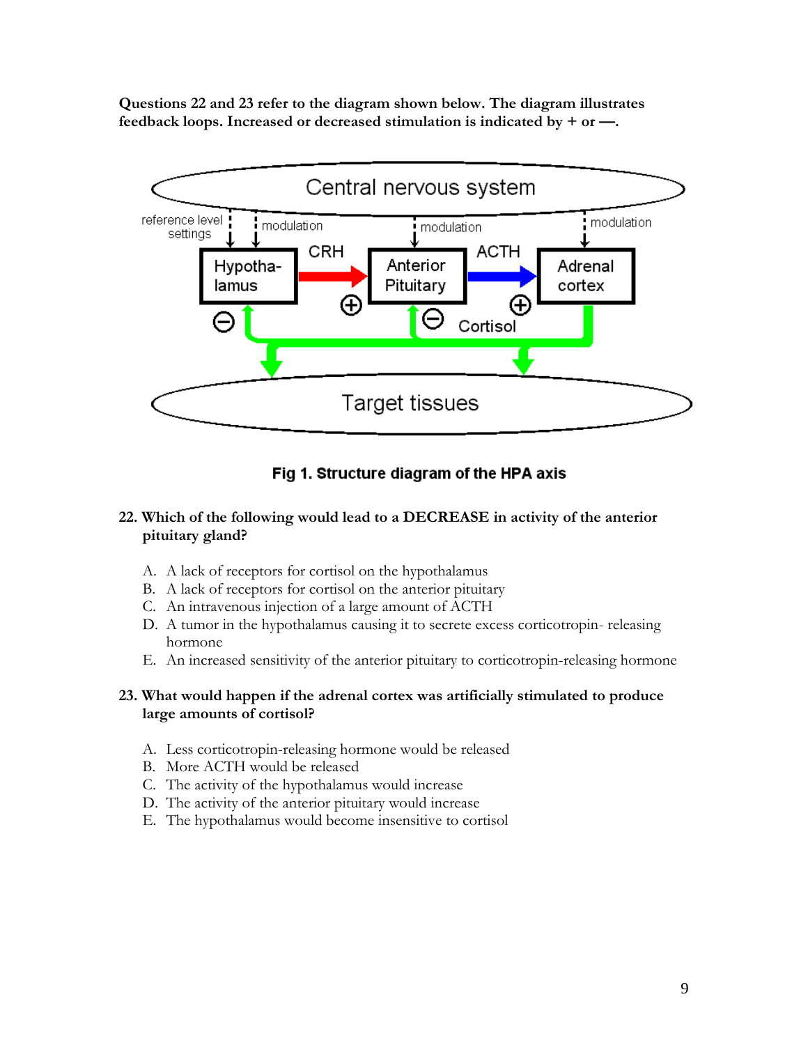**Questions 22 and 23 refer to the diagram shown below. The diagram illustrates feedback loops. Increased or decreased stimulation is indicated by + or —.**

**Fig 1. Structure diagram of the HPA axis**

**22. Which of the following would lead to a DECREASE in activity of the anterior pituitary gland?**

A. A lack of receptors for cortisol on the hypothalamus
B. A lack of receptors for cortisol on the anterior pituitary
C. An intravenous injection of a large amount of ACTH
D. A tumor in the hypothalamus causing it to secrete excess corticotropin- releasing hormone
E. An increased sensitivity of the anterior pituitary to corticotropin-releasing hormone

**23. What would happen if the adrenal cortex was artificially stimulated to produce large amounts of cortisol?**

A. Less corticotropin-releasing hormone would be released
B. More ACTH would be released
C. The activity of the hypothalamus would increase
D. The activity of the anterior pituitary would increase
E. The hypothalamus would become insensitive to cortisol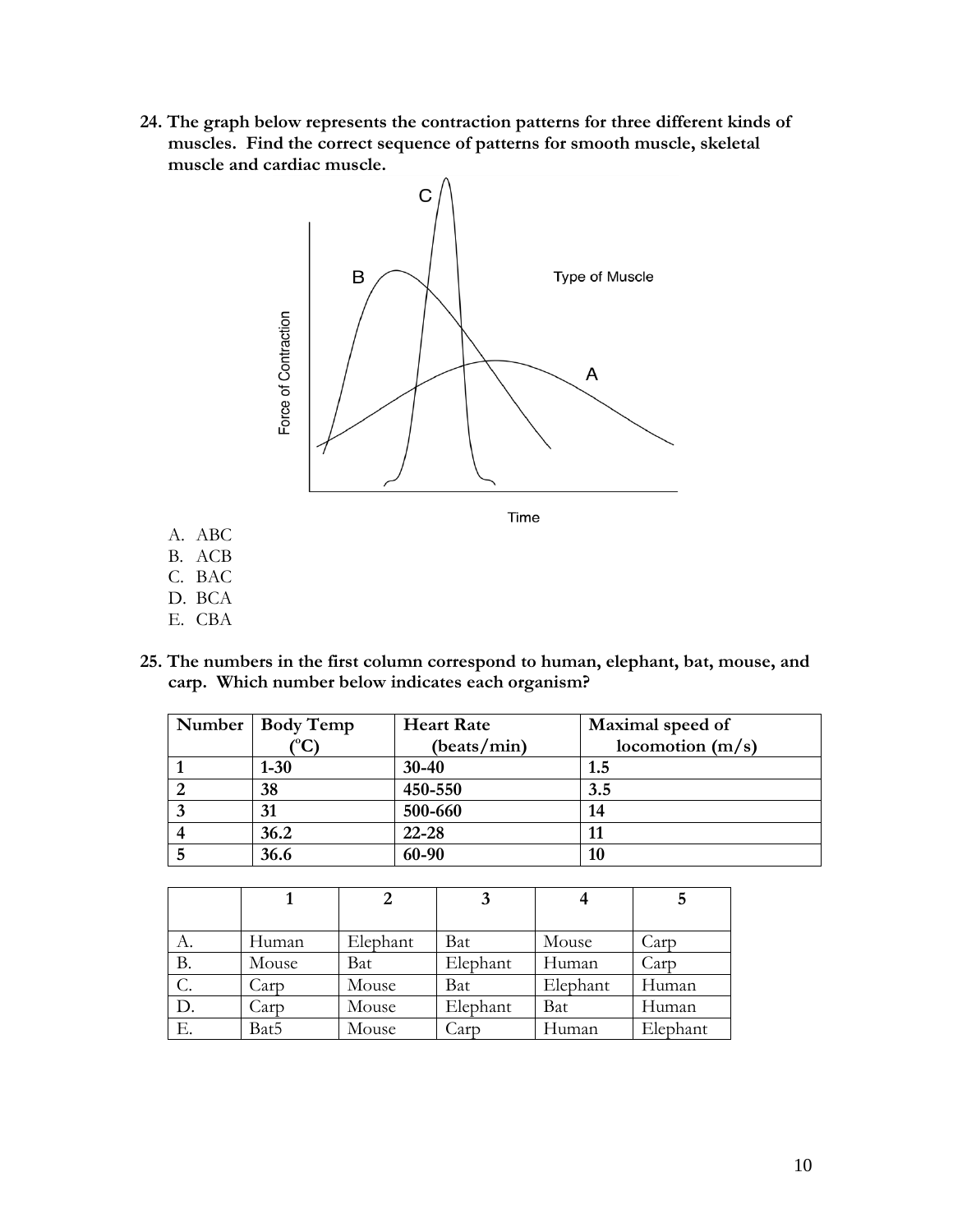**24. The graph below represents the contraction patterns for three different kinds of muscles. Find the correct sequence of patterns for smooth muscle, skeletal muscle and cardiac muscle.**

A. ABC
B. ACB
C. BAC
D. BCA
E. CBA

**25. The numbers in the first column correspond to human, elephant, bat, mouse, and carp. Which number below indicates each organism?**

| Number | Body Temp (°C) | Heart Rate (beats/min) | Maximal speed of locomotion (m/s) |
|---|---|---|---|
| **1** | **1-30** | **30-40** | **1.5** |
| **2** | **38** | **450-550** | **3.5** |
| **3** | **31** | **500-660** | **14** |
| **4** | **36.2** | **22-28** | **11** |
| **5** | **36.6** | **60-90** | **10** |

| | 1 | 2 | 3 | 4 | 5 |
|---|---|---|---|---|---|
| A. | Human | Elephant | Bat | Mouse | Carp |
| B. | Mouse | Bat | Elephant | Human | Carp |
| C. | Carp | Mouse | Bat | Elephant | Human |
| D. | Carp | Mouse | Elephant | Bat | Human |
| E. | Bat5 | Mouse | Carp | Human | Elephant |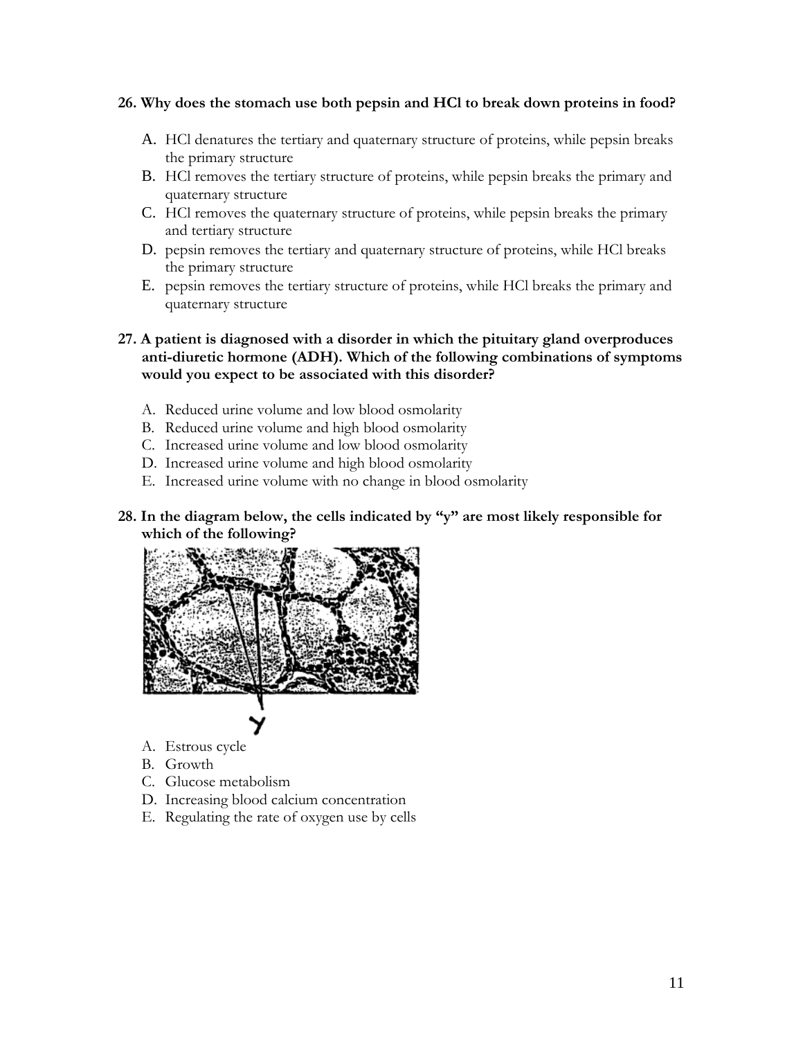**26. Why does the stomach use both pepsin and HCl to break down proteins in food?**

A. HCl denatures the tertiary and quaternary structure of proteins, while pepsin breaks the primary structure
B. HCl removes the tertiary structure of proteins, while pepsin breaks the primary and quaternary structure
C. HCl removes the quaternary structure of proteins, while pepsin breaks the primary and tertiary structure
D. pepsin removes the tertiary and quaternary structure of proteins, while HCl breaks the primary structure
E. pepsin removes the tertiary structure of proteins, while HCl breaks the primary and quaternary structure

**27. A patient is diagnosed with a disorder in which the pituitary gland overproduces anti-diuretic hormone (ADH). Which of the following combinations of symptoms would you expect to be associated with this disorder?**

A. Reduced urine volume and low blood osmolarity
B. Reduced urine volume and high blood osmolarity
C. Increased urine volume and low blood osmolarity
D. Increased urine volume and high blood osmolarity
E. Increased urine volume with no change in blood osmolarity

**28. In the diagram below, the cells indicated by "y" are most likely responsible for which of the following?**

A. Estrous cycle
B. Growth
C. Glucose metabolism
D. Increasing blood calcium concentration
E. Regulating the rate of oxygen use by cells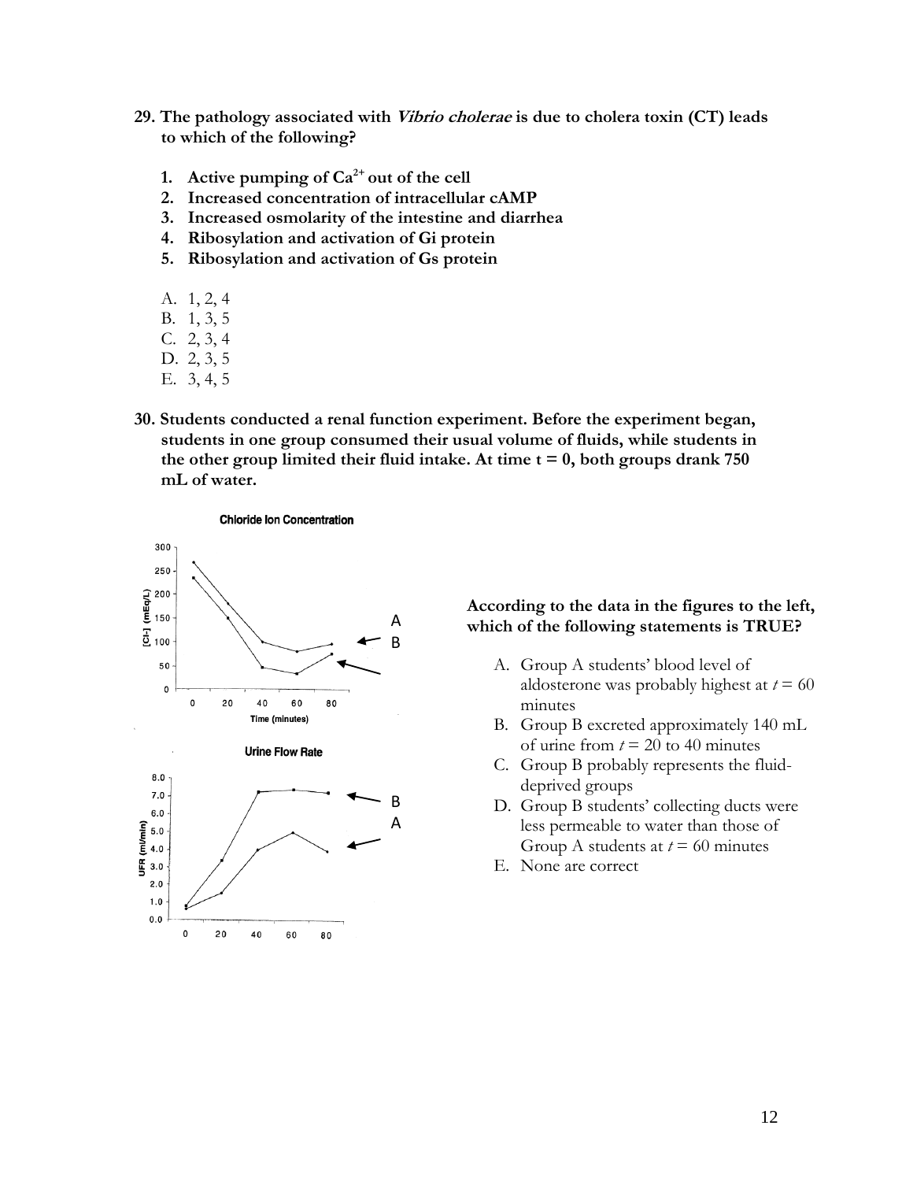**29. The pathology associated with *Vibrio cholerae* is due to cholera toxin (CT) leads to which of the following?**

1. **Active pumping of $Ca^{2+}$ out of the cell**
2. **Increased concentration of intracellular cAMP**
3. **Increased osmolarity of the intestine and diarrhea**
4. **Ribosylation and activation of Gi protein**
5. **Ribosylation and activation of Gs protein**

A. 1, 2, 4
B. 1, 3, 5
C. 2, 3, 4
D. 2, 3, 5
E. 3, 4, 5

**30. Students conducted a renal function experiment. Before the experiment began, students in one group consumed their usual volume of fluids, while students in the other group limited their fluid intake. At time t = 0, both groups drank 750 mL of water.**

Chloride Ion Concentration

Urine Flow Rate

**According to the data in the figures to the left, which of the following statements is TRUE?**

A. Group A students' blood level of aldosterone was probably highest at $t = 60$ minutes
B. Group B excreted approximately 140 mL of urine from $t = 20$ to 40 minutes
C. Group B probably represents the fluid-deprived groups
D. Group B students' collecting ducts were less permeable to water than those of Group A students at $t = 60$ minutes
E. None are correct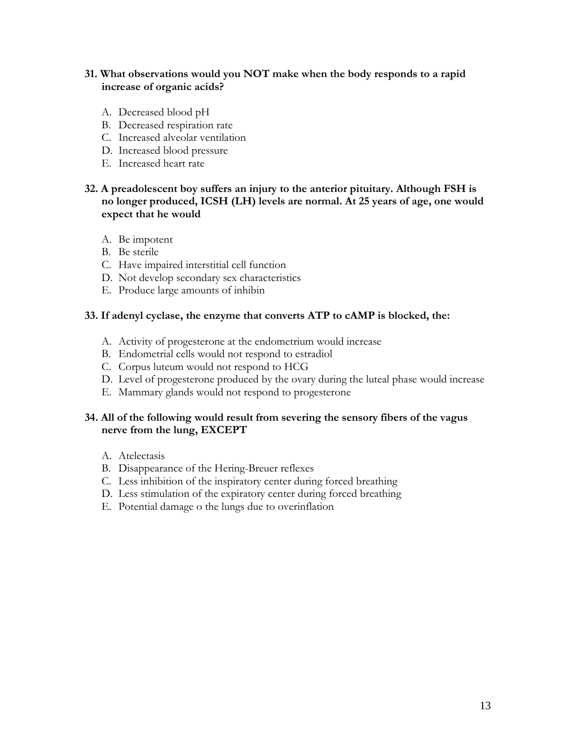**31. What observations would you NOT make when the body responds to a rapid increase of organic acids?**

A. Decreased blood pH
B. Decreased respiration rate
C. Increased alveolar ventilation
D. Increased blood pressure
E. Increased heart rate

**32. A preadolescent boy suffers an injury to the anterior pituitary. Although FSH is no longer produced, ICSH (LH) levels are normal. At 25 years of age, one would expect that he would**

A. Be impotent
B. Be sterile
C. Have impaired interstitial cell function
D. Not develop secondary sex characteristics
E. Produce large amounts of inhibin

**33. If adenyl cyclase, the enzyme that converts ATP to cAMP is blocked, the:**

A. Activity of progesterone at the endometrium would increase
B. Endometrial cells would not respond to estradiol
C. Corpus luteum would not respond to HCG
D. Level of progesterone produced by the ovary during the luteal phase would increase
E. Mammary glands would not respond to progesterone

**34. All of the following would result from severing the sensory fibers of the vagus nerve from the lung, EXCEPT**

A. Atelectasis
B. Disappearance of the Hering-Breuer reflexes
C. Less inhibition of the inspiratory center during forced breathing
D. Less stimulation of the expiratory center during forced breathing
E. Potential damage o the lungs due to overinflation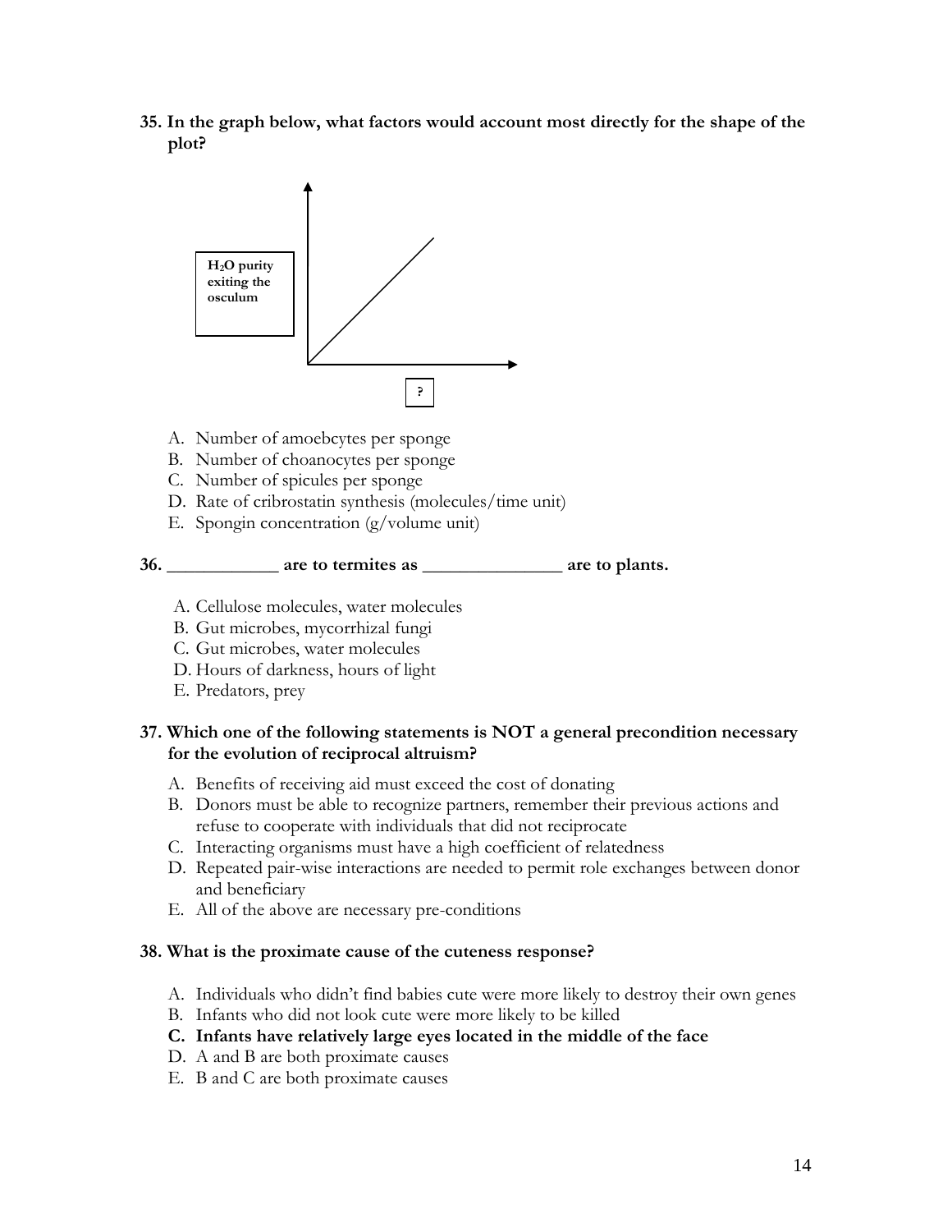**35. In the graph below, what factors would account most directly for the shape of the plot?**

**$H_2O$ purity exiting the osculum**

?

A. Number of amoebcytes per sponge
B. Number of choanocytes per sponge
C. Number of spicules per sponge
D. Rate of cribrostatin synthesis (molecules/time unit)
E. Spongin concentration (g/volume unit)

**36. ____________ are to termites as _______________ are to plants.**

A. Cellulose molecules, water molecules
B. Gut microbes, mycorrhizal fungi
C. Gut microbes, water molecules
D. Hours of darkness, hours of light
E. Predators, prey

**37. Which one of the following statements is NOT a general precondition necessary for the evolution of reciprocal altruism?**

A. Benefits of receiving aid must exceed the cost of donating
B. Donors must be able to recognize partners, remember their previous actions and refuse to cooperate with individuals that did not reciprocate
C. Interacting organisms must have a high coefficient of relatedness
D. Repeated pair-wise interactions are needed to permit role exchanges between donor and beneficiary
E. All of the above are necessary pre-conditions

**38. What is the proximate cause of the cuteness response?**

A. Individuals who didn't find babies cute were more likely to destroy their own genes
B. Infants who did not look cute were more likely to be killed
**C. Infants have relatively large eyes located in the middle of the face**
D. A and B are both proximate causes
E. B and C are both proximate causes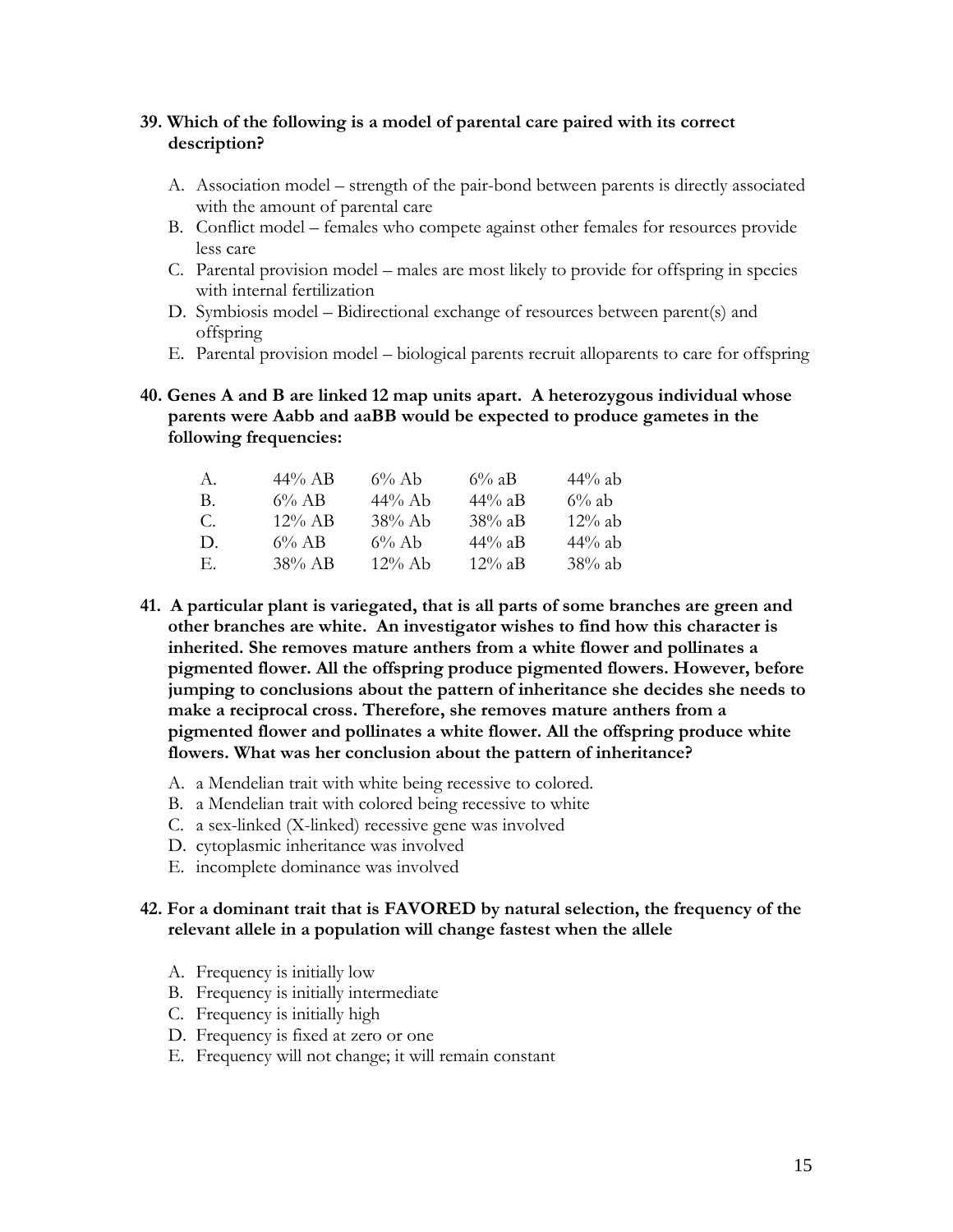**39. Which of the following is a model of parental care paired with its correct description?**

A. Association model – strength of the pair-bond between parents is directly associated with the amount of parental care
B. Conflict model – females who compete against other females for resources provide less care
C. Parental provision model – males are most likely to provide for offspring in species with internal fertilization
D. Symbiosis model – Bidirectional exchange of resources between parent(s) and offspring
E. Parental provision model – biological parents recruit alloparents to care for offspring

**40. Genes A and B are linked 12 map units apart. A heterozygous individual whose parents were Aabb and aaBB would be expected to produce gametes in the following frequencies:**

| | | | | |
|---|---|---|---|---|
| A. | 44% AB | 6% Ab | 6% aB | 44% ab |
| B. | 6% AB | 44% Ab | 44% aB | 6% ab |
| C. | 12% AB | 38% Ab | 38% aB | 12% ab |
| D. | 6% AB | 6% Ab | 44% aB | 44% ab |
| E. | 38% AB | 12% Ab | 12% aB | 38% ab |

**41. A particular plant is variegated, that is all parts of some branches are green and other branches are white. An investigator wishes to find how this character is inherited. She removes mature anthers from a white flower and pollinates a pigmented flower. All the offspring produce pigmented flowers. However, before jumping to conclusions about the pattern of inheritance she decides she needs to make a reciprocal cross. Therefore, she removes mature anthers from a pigmented flower and pollinates a white flower. All the offspring produce white flowers. What was her conclusion about the pattern of inheritance?**

A. a Mendelian trait with white being recessive to colored.
B. a Mendelian trait with colored being recessive to white
C. a sex-linked (X-linked) recessive gene was involved
D. cytoplasmic inheritance was involved
E. incomplete dominance was involved

**42. For a dominant trait that is FAVORED by natural selection, the frequency of the relevant allele in a population will change fastest when the allele**

A. Frequency is initially low
B. Frequency is initially intermediate
C. Frequency is initially high
D. Frequency is fixed at zero or one
E. Frequency will not change; it will remain constant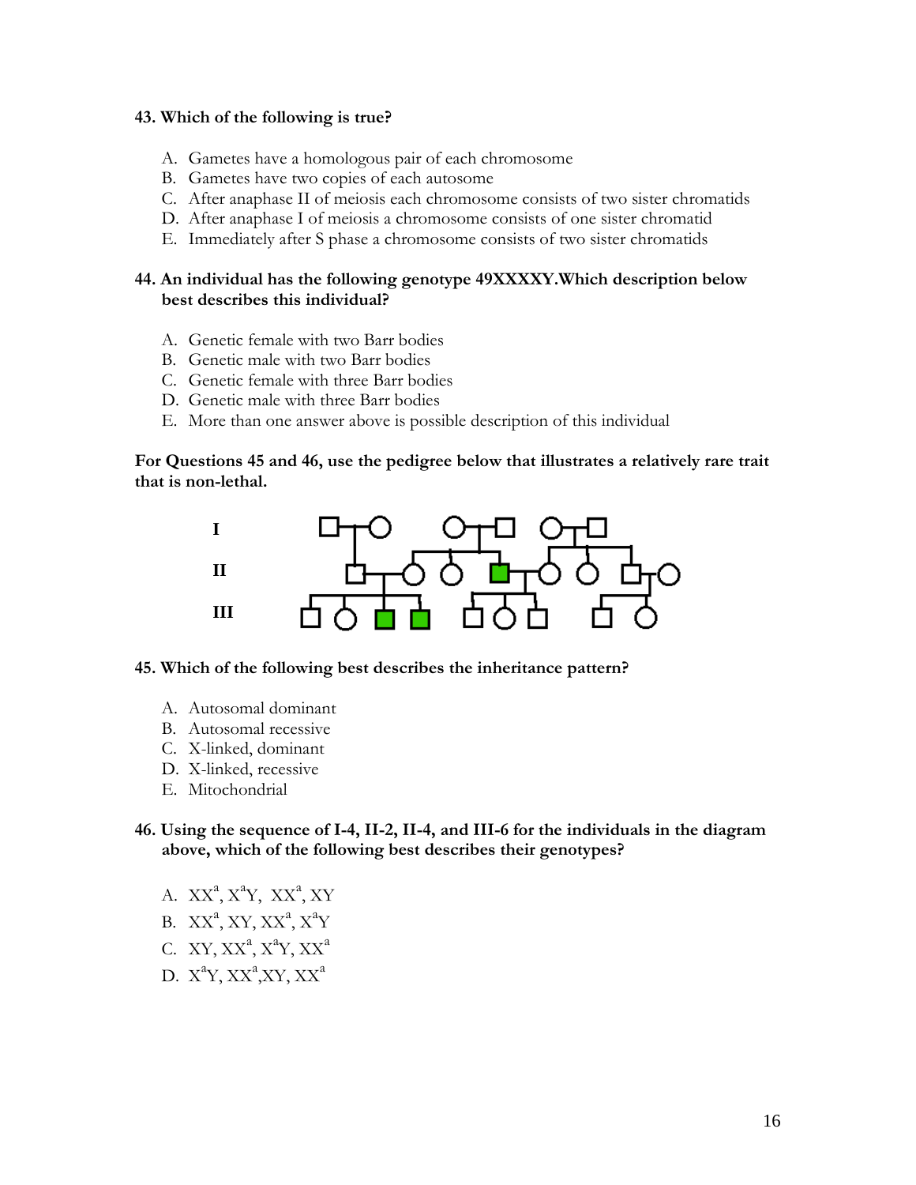**43. Which of the following is true?**

A. Gametes have a homologous pair of each chromosome
B. Gametes have two copies of each autosome
C. After anaphase II of meiosis each chromosome consists of two sister chromatids
D. After anaphase I of meiosis a chromosome consists of one sister chromatid
E. Immediately after S phase a chromosome consists of two sister chromatids

**44. An individual has the following genotype 49XXXXY.Which description below best describes this individual?**

A. Genetic female with two Barr bodies
B. Genetic male with two Barr bodies
C. Genetic female with three Barr bodies
D. Genetic male with three Barr bodies
E. More than one answer above is possible description of this individual

**For Questions 45 and 46, use the pedigree below that illustrates a relatively rare trait that is non-lethal.**

**45. Which of the following best describes the inheritance pattern?**

A. Autosomal dominant
B. Autosomal recessive
C. X-linked, dominant
D. X-linked, recessive
E. Mitochondrial

**46. Using the sequence of I-4, II-2, II-4, and III-6 for the individuals in the diagram above, which of the following best describes their genotypes?**

A. $XX^a$, $X^aY$, $XX^a$, $XY$
B. $XX^a$, $XY$, $XX^a$, $X^aY$
C. $XY$, $XX^a$, $X^aY$, $XX^a$
D. $X^aY$, $XX^a$, $XY$, $XX^a$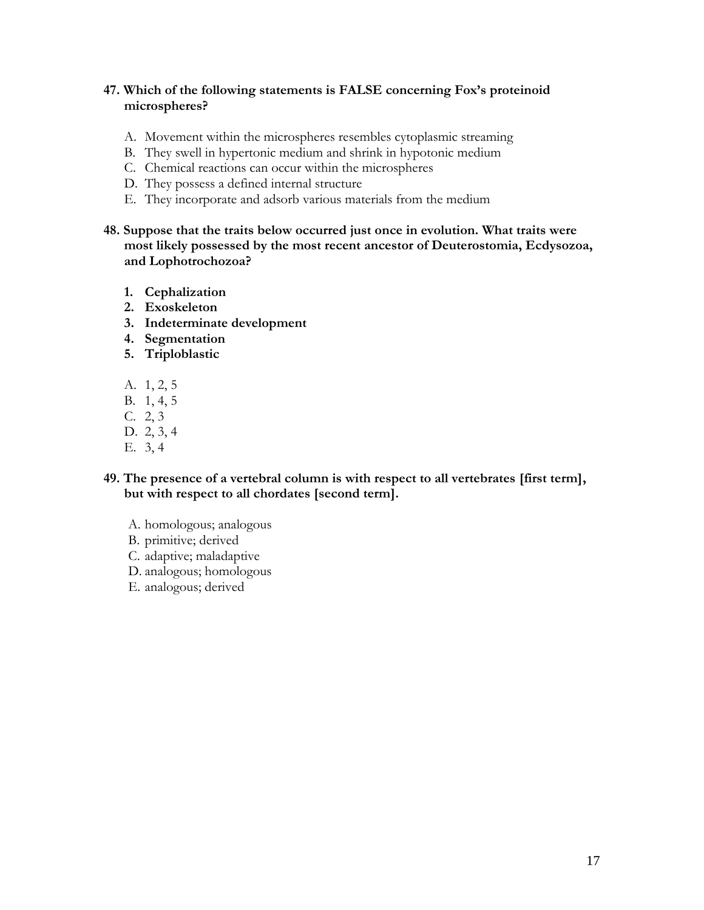**47. Which of the following statements is FALSE concerning Fox's proteinoid microspheres?**

A. Movement within the microspheres resembles cytoplasmic streaming
B. They swell in hypertonic medium and shrink in hypotonic medium
C. Chemical reactions can occur within the microspheres
D. They possess a defined internal structure
E. They incorporate and adsorb various materials from the medium

**48. Suppose that the traits below occurred just once in evolution. What traits were most likely possessed by the most recent ancestor of Deuterostomia, Ecdysozoa, and Lophotrochozoa?**

1. **Cephalization**
2. **Exoskeleton**
3. **Indeterminate development**
4. **Segmentation**
5. **Triploblastic**

A. 1, 2, 5
B. 1, 4, 5
C. 2, 3
D. 2, 3, 4
E. 3, 4

**49. The presence of a vertebral column is with respect to all vertebrates [first term], but with respect to all chordates [second term].**

A. homologous; analogous
B. primitive; derived
C. adaptive; maladaptive
D. analogous; homologous
E. analogous; derived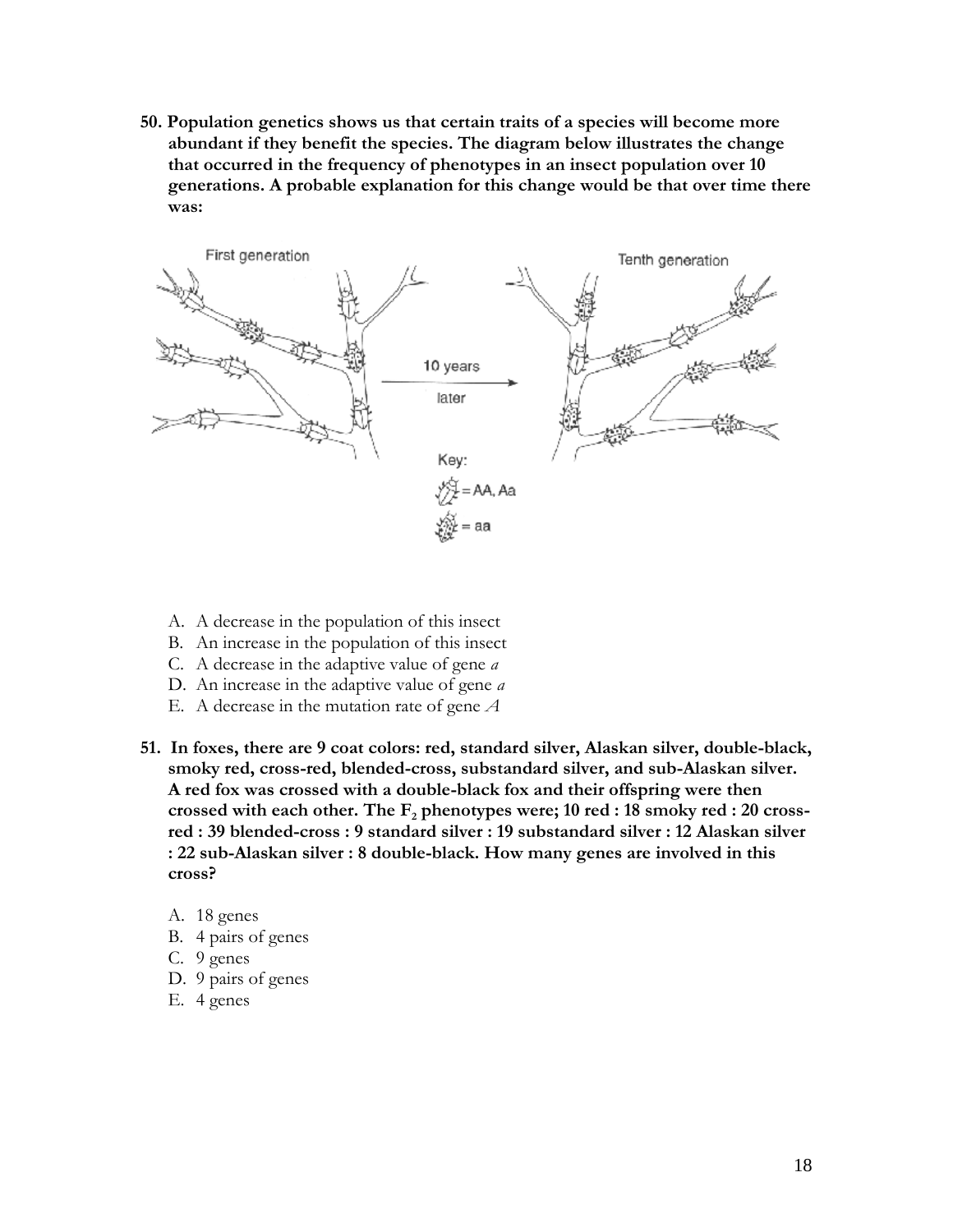**50. Population genetics shows us that certain traits of a species will become more abundant if they benefit the species. The diagram below illustrates the change that occurred in the frequency of phenotypes in an insect population over 10 generations. A probable explanation for this change would be that over time there was:**

A. A decrease in the population of this insect
B. An increase in the population of this insect
C. A decrease in the adaptive value of gene *a*
D. An increase in the adaptive value of gene *a*
E. A decrease in the mutation rate of gene *A*

**51. In foxes, there are 9 coat colors: red, standard silver, Alaskan silver, double-black, smoky red, cross-red, blended-cross, substandard silver, and sub-Alaskan silver. A red fox was crossed with a double-black fox and their offspring were then crossed with each other. The $F_2$ phenotypes were; 10 red : 18 smoky red : 20 cross-red : 39 blended-cross : 9 standard silver : 19 substandard silver : 12 Alaskan silver : 22 sub-Alaskan silver : 8 double-black. How many genes are involved in this cross?**

A. 18 genes
B. 4 pairs of genes
C. 9 genes
D. 9 pairs of genes
E. 4 genes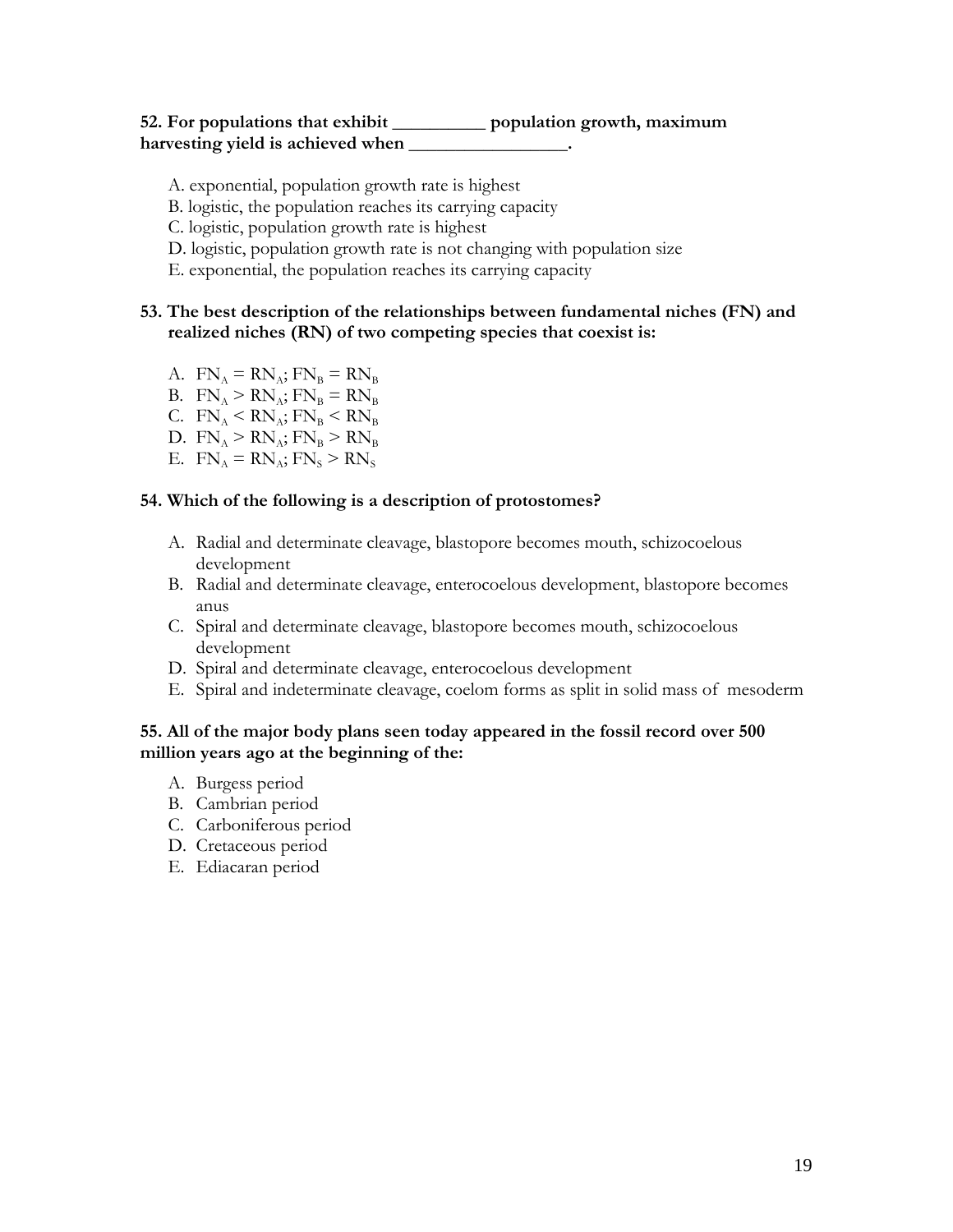**52. For populations that exhibit __________ population growth, maximum harvesting yield is achieved when _________________.**

A. exponential, population growth rate is highest
B. logistic, the population reaches its carrying capacity
C. logistic, population growth rate is highest
D. logistic, population growth rate is not changing with population size
E. exponential, the population reaches its carrying capacity

**53. The best description of the relationships between fundamental niches (FN) and realized niches (RN) of two competing species that coexist is:**

A. $FN_A = RN_A$; $FN_B = RN_B$
B. $FN_A > RN_A$; $FN_B = RN_B$
C. $FN_A < RN_A$; $FN_B < RN_B$
D. $FN_A > RN_A$; $FN_B > RN_B$
E. $FN_A = RN_A$; $FN_S > RN_S$

**54. Which of the following is a description of protostomes?**

A. Radial and determinate cleavage, blastopore becomes mouth, schizocoelous development
B. Radial and determinate cleavage, enterocoelous development, blastopore becomes anus
C. Spiral and determinate cleavage, blastopore becomes mouth, schizocoelous development
D. Spiral and determinate cleavage, enterocoelous development
E. Spiral and indeterminate cleavage, coelom forms as split in solid mass of mesoderm

**55. All of the major body plans seen today appeared in the fossil record over 500 million years ago at the beginning of the:**

A. Burgess period
B. Cambrian period
C. Carboniferous period
D. Cretaceous period
E. Ediacaran period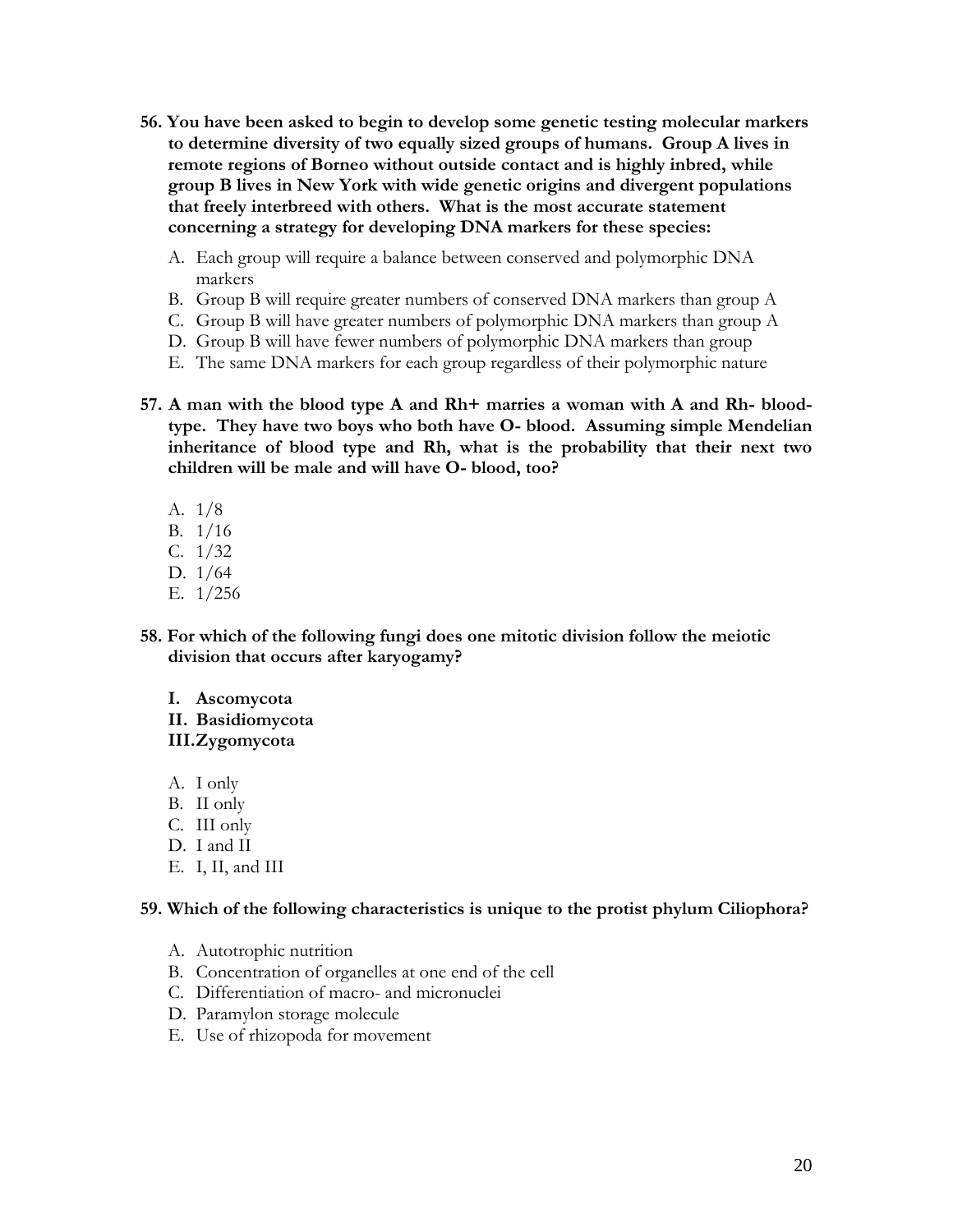**56. You have been asked to begin to develop some genetic testing molecular markers to determine diversity of two equally sized groups of humans. Group A lives in remote regions of Borneo without outside contact and is highly inbred, while group B lives in New York with wide genetic origins and divergent populations that freely interbreed with others. What is the most accurate statement concerning a strategy for developing DNA markers for these species:**

A. Each group will require a balance between conserved and polymorphic DNA markers
B. Group B will require greater numbers of conserved DNA markers than group A
C. Group B will have greater numbers of polymorphic DNA markers than group A
D. Group B will have fewer numbers of polymorphic DNA markers than group
E. The same DNA markers for each group regardless of their polymorphic nature

**57. A man with the blood type A and Rh+ marries a woman with A and Rh- blood-type. They have two boys who both have O- blood. Assuming simple Mendelian inheritance of blood type and Rh, what is the probability that their next two children will be male and will have O- blood, too?**

A. 1/8
B. 1/16
C. 1/32
D. 1/64
E. 1/256

**58. For which of the following fungi does one mitotic division follow the meiotic division that occurs after karyogamy?**

**I. Ascomycota**
**II. Basidiomycota**
**III. Zygomycota**

A. I only
B. II only
C. III only
D. I and II
E. I, II, and III

**59. Which of the following characteristics is unique to the protist phylum Ciliophora?**

A. Autotrophic nutrition
B. Concentration of organelles at one end of the cell
C. Differentiation of macro- and micronuclei
D. Paramylon storage molecule
E. Use of rhizopoda for movement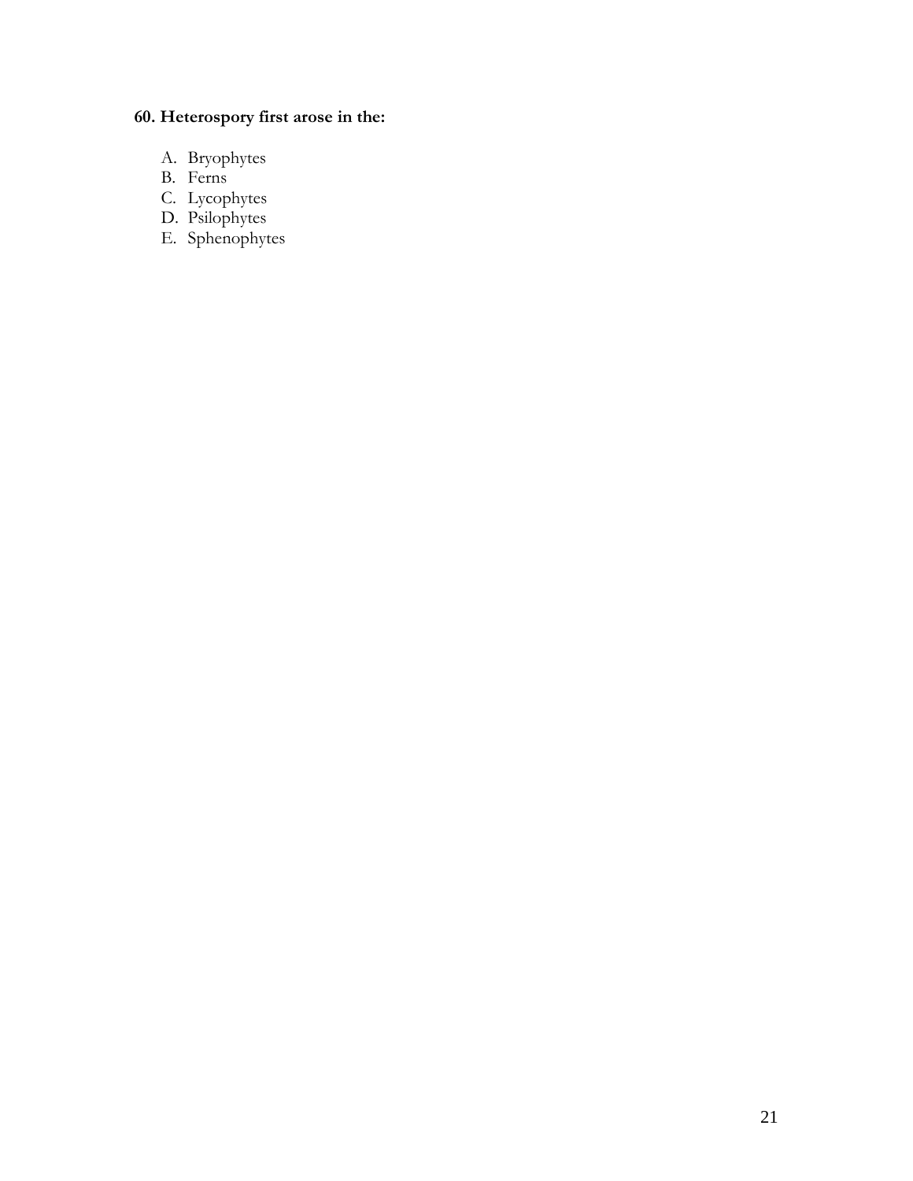**60. Heterospory first arose in the:**

A. Bryophytes
B. Ferns
C. Lycophytes
D. Psilophytes
E. Sphenophytes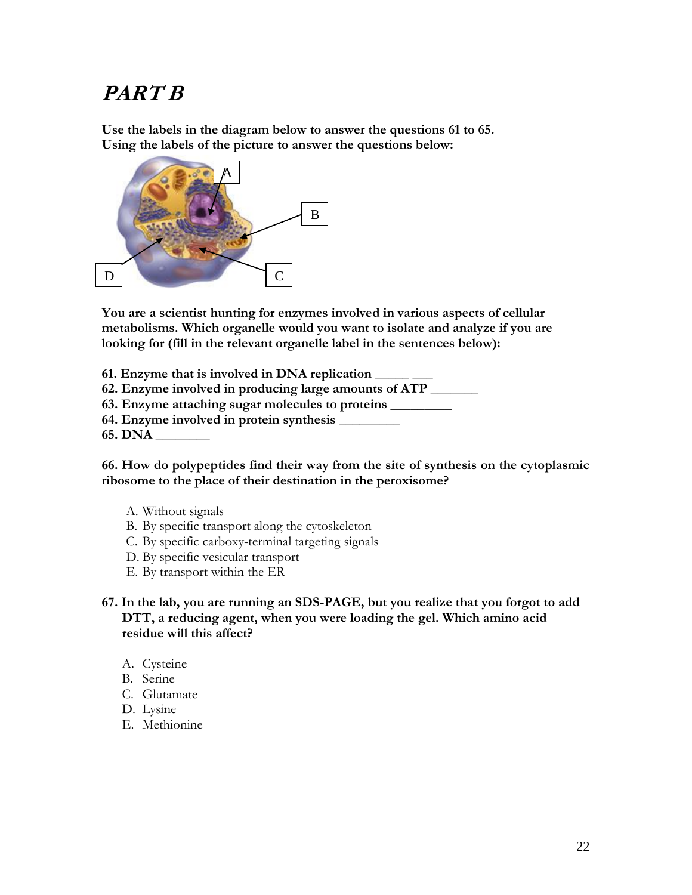# *PART B*

**Use the labels in the diagram below to answer the questions 61 to 65.**
**Using the labels of the picture to answer the questions below:**

A

B

D

C

**You are a scientist hunting for enzymes involved in various aspects of cellular metabolisms. Which organelle would you want to isolate and analyze if you are looking for (fill in the relevant organelle label in the sentences below):**

**61. Enzyme that is involved in DNA replication _____ ___**
**62. Enzyme involved in producing large amounts of ATP _______**
**63. Enzyme attaching sugar molecules to proteins _________**
**64. Enzyme involved in protein synthesis _________**
**65. DNA ________**

**66. How do polypeptides find their way from the site of synthesis on the cytoplasmic ribosome to the place of their destination in the peroxisome?**

A. Without signals
B. By specific transport along the cytoskeleton
C. By specific carboxy-terminal targeting signals
D. By specific vesicular transport
E. By transport within the ER

**67. In the lab, you are running an SDS-PAGE, but you realize that you forgot to add DTT, a reducing agent, when you were loading the gel. Which amino acid residue will this affect?**

A. Cysteine
B. Serine
C. Glutamate
D. Lysine
E. Methionine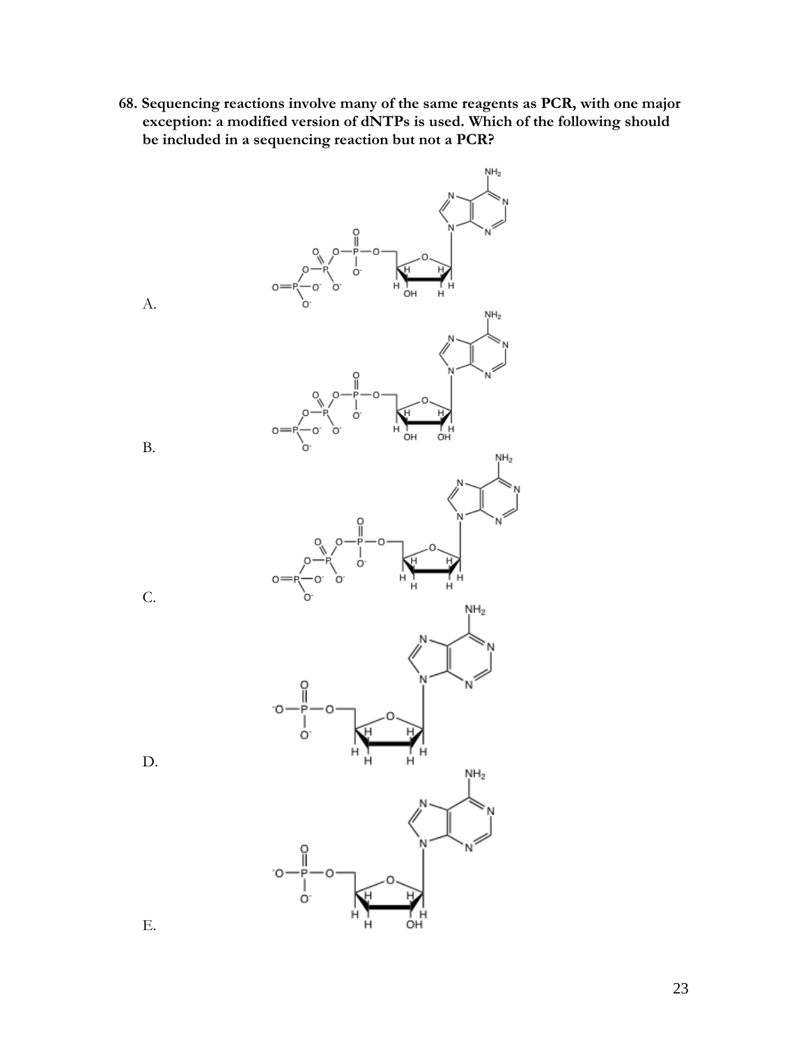**68. Sequencing reactions involve many of the same reagents as PCR, with one major exception: a modified version of dNTPs is used. Which of the following should be included in a sequencing reaction but not a PCR?**

A.

B.

C.

D.

E.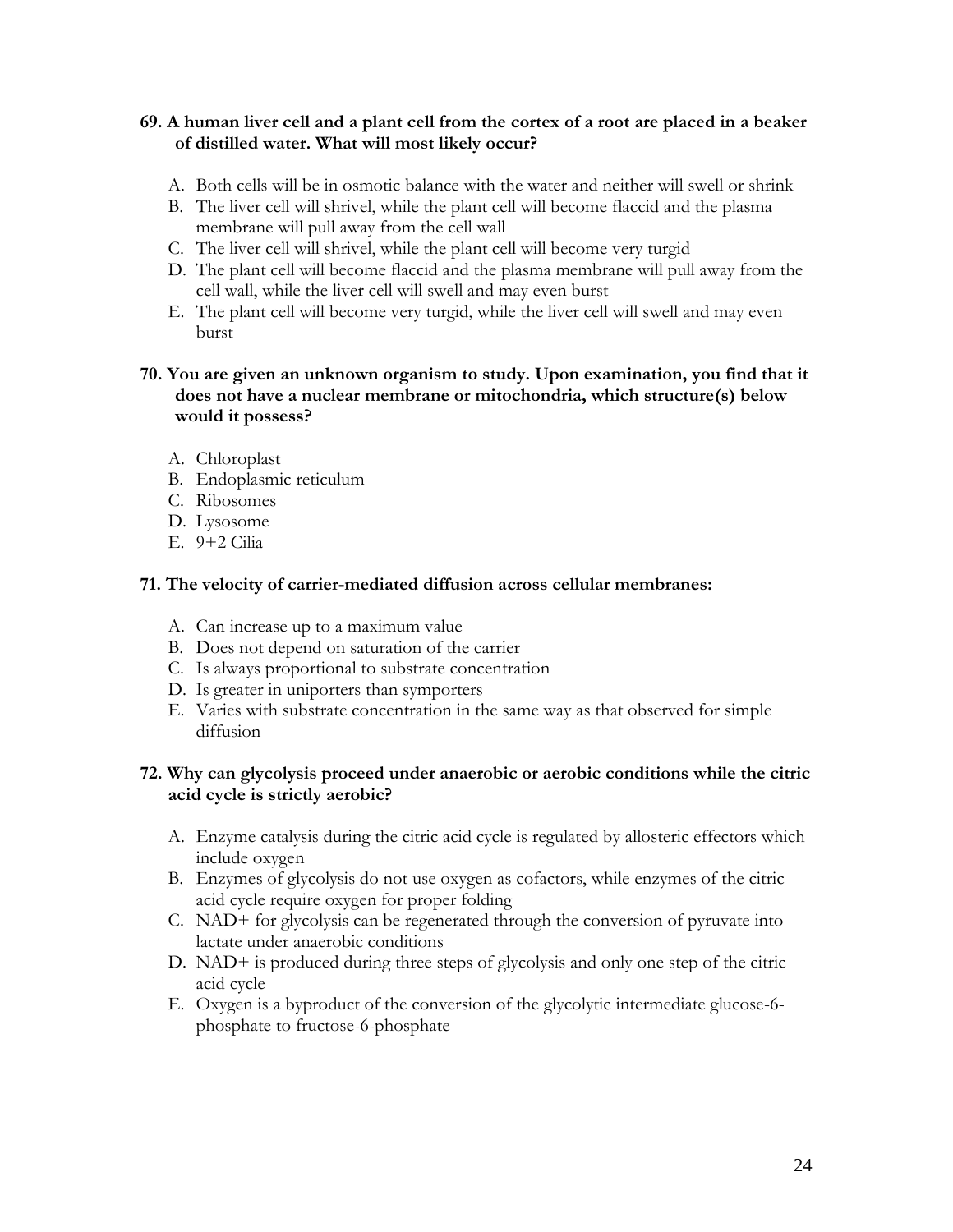**69. A human liver cell and a plant cell from the cortex of a root are placed in a beaker of distilled water. What will most likely occur?**

A. Both cells will be in osmotic balance with the water and neither will swell or shrink
B. The liver cell will shrivel, while the plant cell will become flaccid and the plasma membrane will pull away from the cell wall
C. The liver cell will shrivel, while the plant cell will become very turgid
D. The plant cell will become flaccid and the plasma membrane will pull away from the cell wall, while the liver cell will swell and may even burst
E. The plant cell will become very turgid, while the liver cell will swell and may even burst

**70. You are given an unknown organism to study. Upon examination, you find that it does not have a nuclear membrane or mitochondria, which structure(s) below would it possess?**

A. Chloroplast
B. Endoplasmic reticulum
C. Ribosomes
D. Lysosome
E. 9+2 Cilia

**71. The velocity of carrier-mediated diffusion across cellular membranes:**

A. Can increase up to a maximum value
B. Does not depend on saturation of the carrier
C. Is always proportional to substrate concentration
D. Is greater in uniporters than symporters
E. Varies with substrate concentration in the same way as that observed for simple diffusion

**72. Why can glycolysis proceed under anaerobic or aerobic conditions while the citric acid cycle is strictly aerobic?**

A. Enzyme catalysis during the citric acid cycle is regulated by allosteric effectors which include oxygen
B. Enzymes of glycolysis do not use oxygen as cofactors, while enzymes of the citric acid cycle require oxygen for proper folding
C. NAD+ for glycolysis can be regenerated through the conversion of pyruvate into lactate under anaerobic conditions
D. NAD+ is produced during three steps of glycolysis and only one step of the citric acid cycle
E. Oxygen is a byproduct of the conversion of the glycolytic intermediate glucose-6-phosphate to fructose-6-phosphate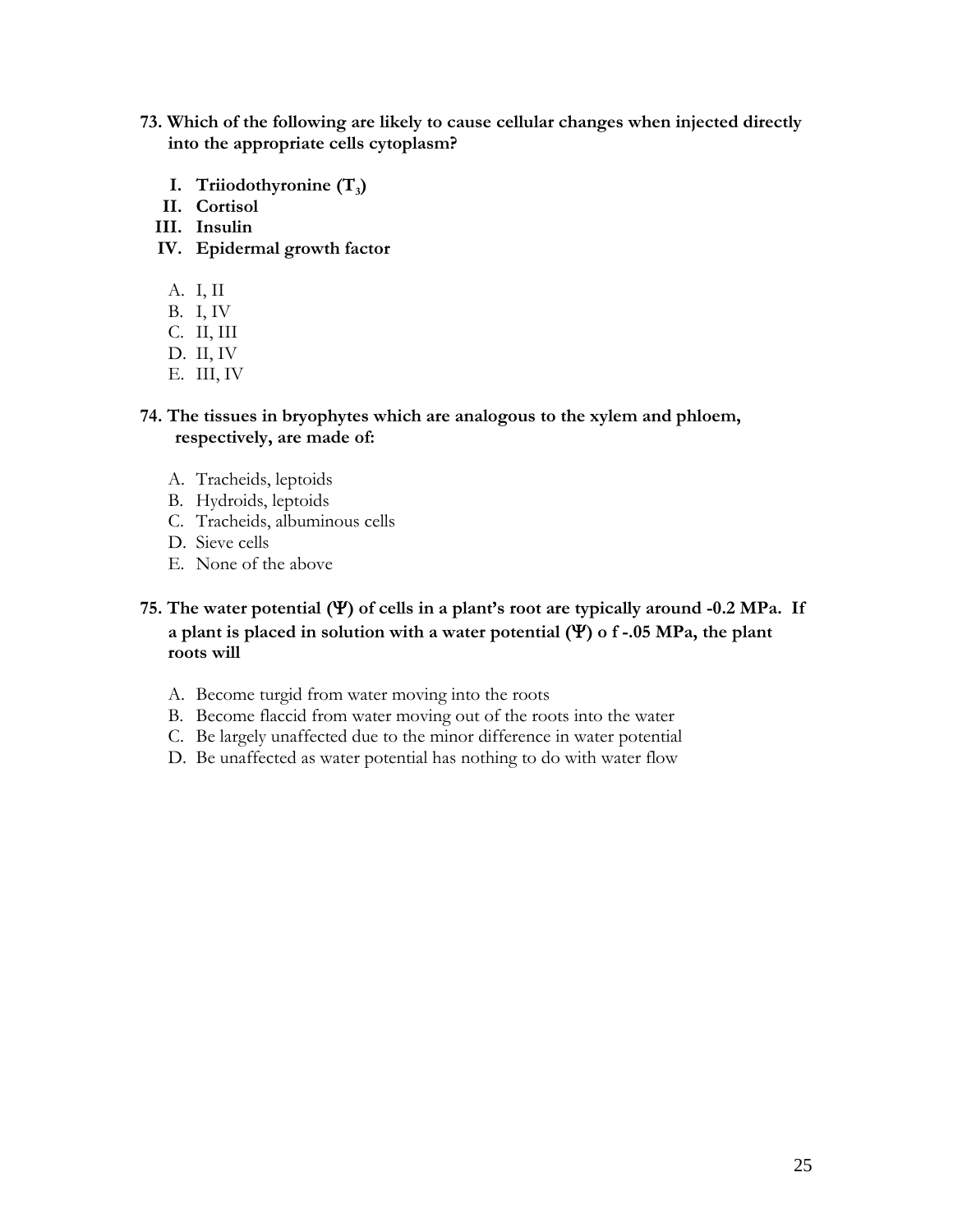**73. Which of the following are likely to cause cellular changes when injected directly into the appropriate cells cytoplasm?**

- **I. Triiodothyronine ($T_3$)**
- **II. Cortisol**
- **III. Insulin**
- **IV. Epidermal growth factor**

A. I, II
B. I, IV
C. II, III
D. II, IV
E. III, IV

**74. The tissues in bryophytes which are analogous to the xylem and phloem, respectively, are made of:**

A. Tracheids, leptoids
B. Hydroids, leptoids
C. Tracheids, albuminous cells
D. Sieve cells
E. None of the above

**75. The water potential (Ψ) of cells in a plant's root are typically around -0.2 MPa. If a plant is placed in solution with a water potential (Ψ) o f -.05 MPa, the plant roots will**

A. Become turgid from water moving into the roots
B. Become flaccid from water moving out of the roots into the water
C. Be largely unaffected due to the minor difference in water potential
D. Be unaffected as water potential has nothing to do with water flow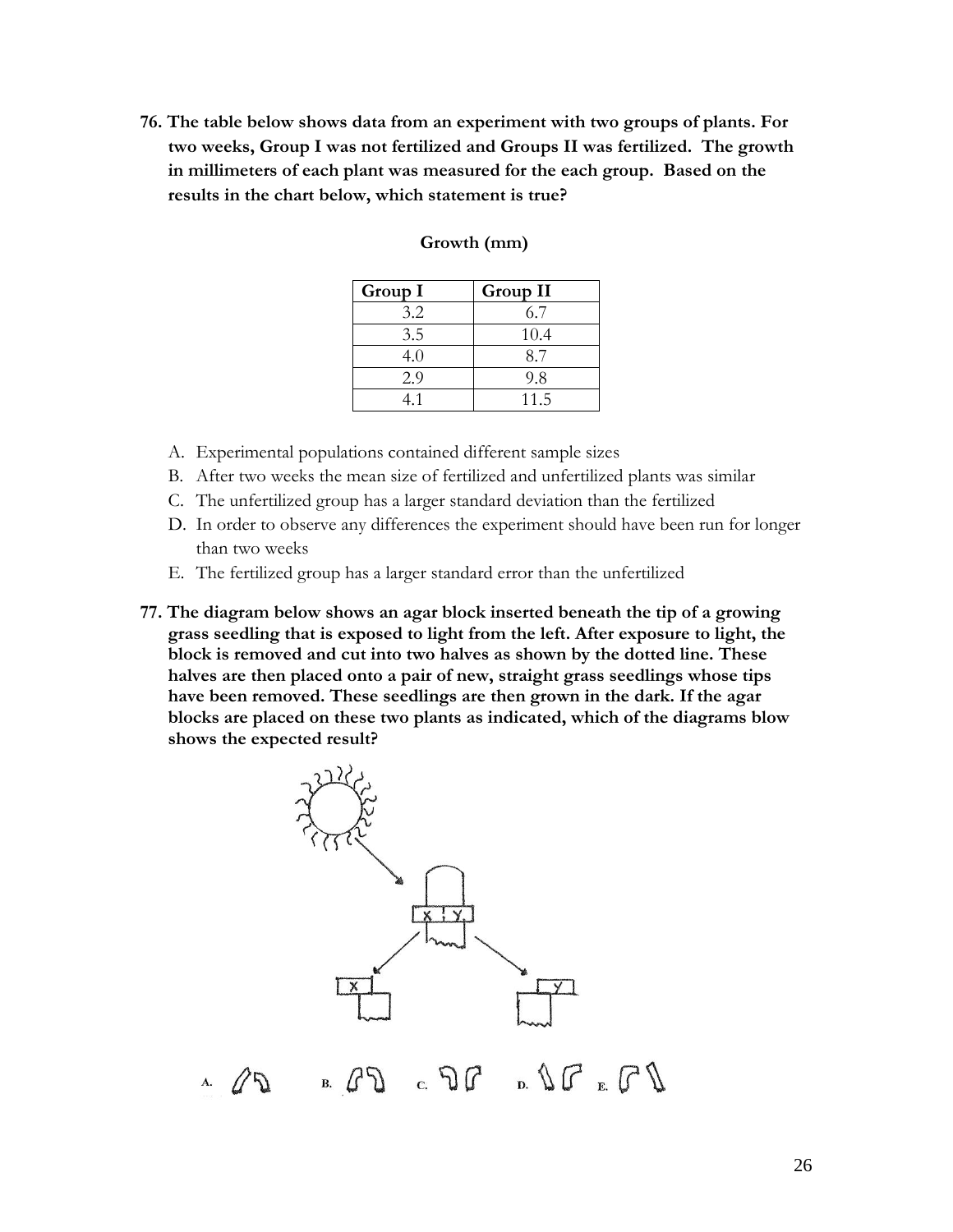**76. The table below shows data from an experiment with two groups of plants. For two weeks, Group I was not fertilized and Groups II was fertilized. The growth in millimeters of each plant was measured for the each group. Based on the results in the chart below, which statement is true?**

**Growth (mm)**

| Group I | Group II |
|---|---|
| 3.2 | 6.7 |
| 3.5 | 10.4 |
| 4.0 | 8.7 |
| 2.9 | 9.8 |
| 4.1 | 11.5 |

A. Experimental populations contained different sample sizes
B. After two weeks the mean size of fertilized and unfertilized plants was similar
C. The unfertilized group has a larger standard deviation than the fertilized
D. In order to observe any differences the experiment should have been run for longer than two weeks
E. The fertilized group has a larger standard error than the unfertilized

**77. The diagram below shows an agar block inserted beneath the tip of a growing grass seedling that is exposed to light from the left. After exposure to light, the block is removed and cut into two halves as shown by the dotted line. These halves are then placed onto a pair of new, straight grass seedlings whose tips have been removed. These seedlings are then grown in the dark. If the agar blocks are placed on these two plants as indicated, which of the diagrams blow shows the expected result?**

A. B. C. D. E.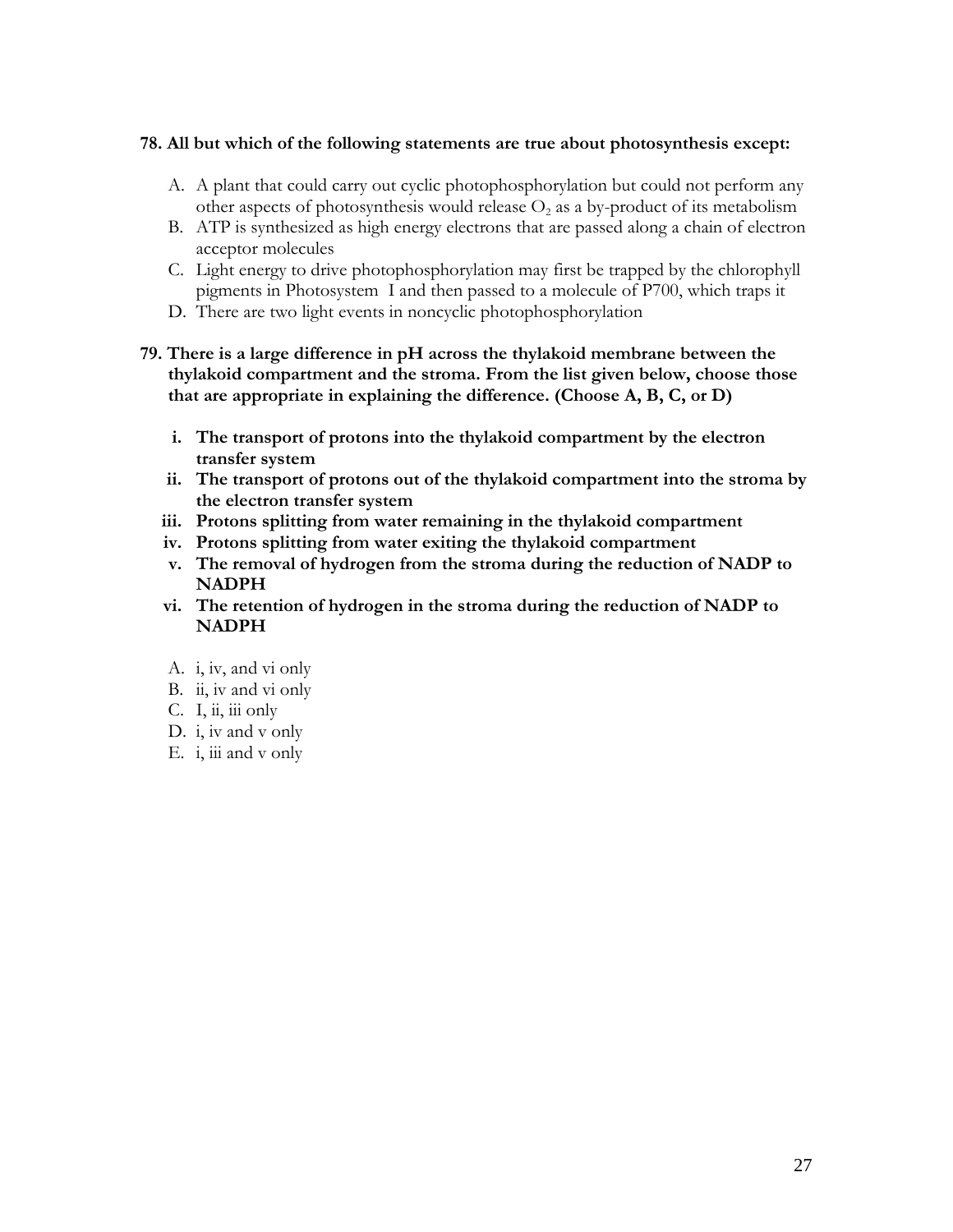**78. All but which of the following statements are true about photosynthesis except:**

A. A plant that could carry out cyclic photophosphorylation but could not perform any other aspects of photosynthesis would release $O_2$ as a by-product of its metabolism
B. ATP is synthesized as high energy electrons that are passed along a chain of electron acceptor molecules
C. Light energy to drive photophosphorylation may first be trapped by the chlorophyll pigments in Photosystem I and then passed to a molecule of P700, which traps it
D. There are two light events in noncyclic photophosphorylation

**79. There is a large difference in pH across the thylakoid membrane between the thylakoid compartment and the stroma. From the list given below, choose those that are appropriate in explaining the difference. (Choose A, B, C, or D)**

i. **The transport of protons into the thylakoid compartment by the electron transfer system**
ii. **The transport of protons out of the thylakoid compartment into the stroma by the electron transfer system**
iii. **Protons splitting from water remaining in the thylakoid compartment**
iv. **Protons splitting from water exiting the thylakoid compartment**
v. **The removal of hydrogen from the stroma during the reduction of NADP to NADPH**
vi. **The retention of hydrogen in the stroma during the reduction of NADP to NADPH**

A. i, iv, and vi only
B. ii, iv and vi only
C. I, ii, iii only
D. i, iv and v only
E. i, iii and v only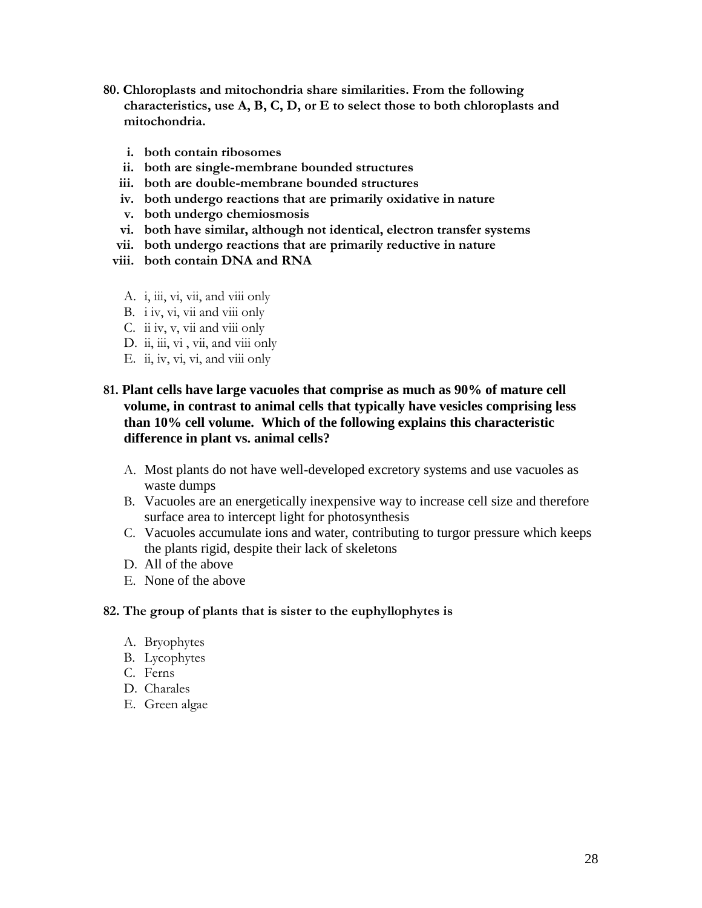**80. Chloroplasts and mitochondria share similarities. From the following characteristics, use A, B, C, D, or E to select those to both chloroplasts and mitochondria.**

i. **both contain ribosomes**
ii. **both are single-membrane bounded structures**
iii. **both are double-membrane bounded structures**
iv. **both undergo reactions that are primarily oxidative in nature**
v. **both undergo chemiosmosis**
vi. **both have similar, although not identical, electron transfer systems**
vii. **both undergo reactions that are primarily reductive in nature**
viii. **both contain DNA and RNA**

A. i, iii, vi, vii, and viii only
B. i iv, vi, vii and viii only
C. ii iv, v, vii and viii only
D. ii, iii, vi , vii, and viii only
E. ii, iv, vi, vi, and viii only

**81. Plant cells have large vacuoles that comprise as much as 90% of mature cell volume, in contrast to animal cells that typically have vesicles comprising less than 10% cell volume. Which of the following explains this characteristic difference in plant vs. animal cells?**

A. Most plants do not have well-developed excretory systems and use vacuoles as waste dumps
B. Vacuoles are an energetically inexpensive way to increase cell size and therefore surface area to intercept light for photosynthesis
C. Vacuoles accumulate ions and water, contributing to turgor pressure which keeps the plants rigid, despite their lack of skeletons
D. All of the above
E. None of the above

**82. The group of plants that is sister to the euphyllophytes is**

A. Bryophytes
B. Lycophytes
C. Ferns
D. Charales
E. Green algae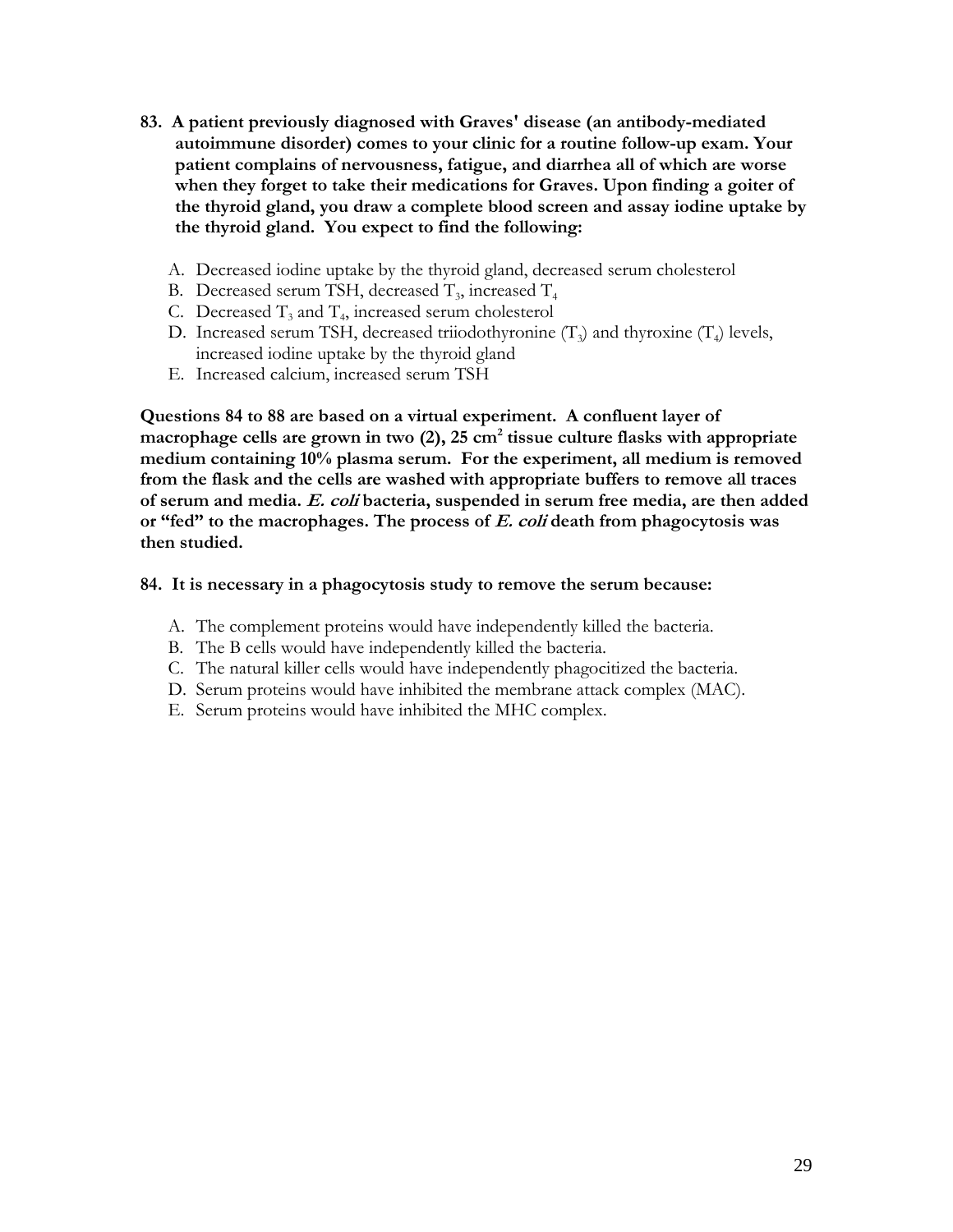**83. A patient previously diagnosed with Graves' disease (an antibody-mediated autoimmune disorder) comes to your clinic for a routine follow-up exam. Your patient complains of nervousness, fatigue, and diarrhea all of which are worse when they forget to take their medications for Graves. Upon finding a goiter of the thyroid gland, you draw a complete blood screen and assay iodine uptake by the thyroid gland. You expect to find the following:**

A. Decreased iodine uptake by the thyroid gland, decreased serum cholesterol
B. Decreased serum TSH, decreased $T_3$, increased $T_4$
C. Decreased $T_3$ and $T_4$, increased serum cholesterol
D. Increased serum TSH, decreased triiodothyronine ($T_3$) and thyroxine ($T_4$) levels, increased iodine uptake by the thyroid gland
E. Increased calcium, increased serum TSH

**Questions 84 to 88 are based on a virtual experiment. A confluent layer of macrophage cells are grown in two (2), 25 $cm^2$ tissue culture flasks with appropriate medium containing 10% plasma serum. For the experiment, all medium is removed from the flask and the cells are washed with appropriate buffers to remove all traces of serum and media. *E. coli* bacteria, suspended in serum free media, are then added or "fed" to the macrophages. The process of *E. coli* death from phagocytosis was then studied.**

**84. It is necessary in a phagocytosis study to remove the serum because:**

A. The complement proteins would have independently killed the bacteria.
B. The B cells would have independently killed the bacteria.
C. The natural killer cells would have independently phagocitized the bacteria.
D. Serum proteins would have inhibited the membrane attack complex (MAC).
E. Serum proteins would have inhibited the MHC complex.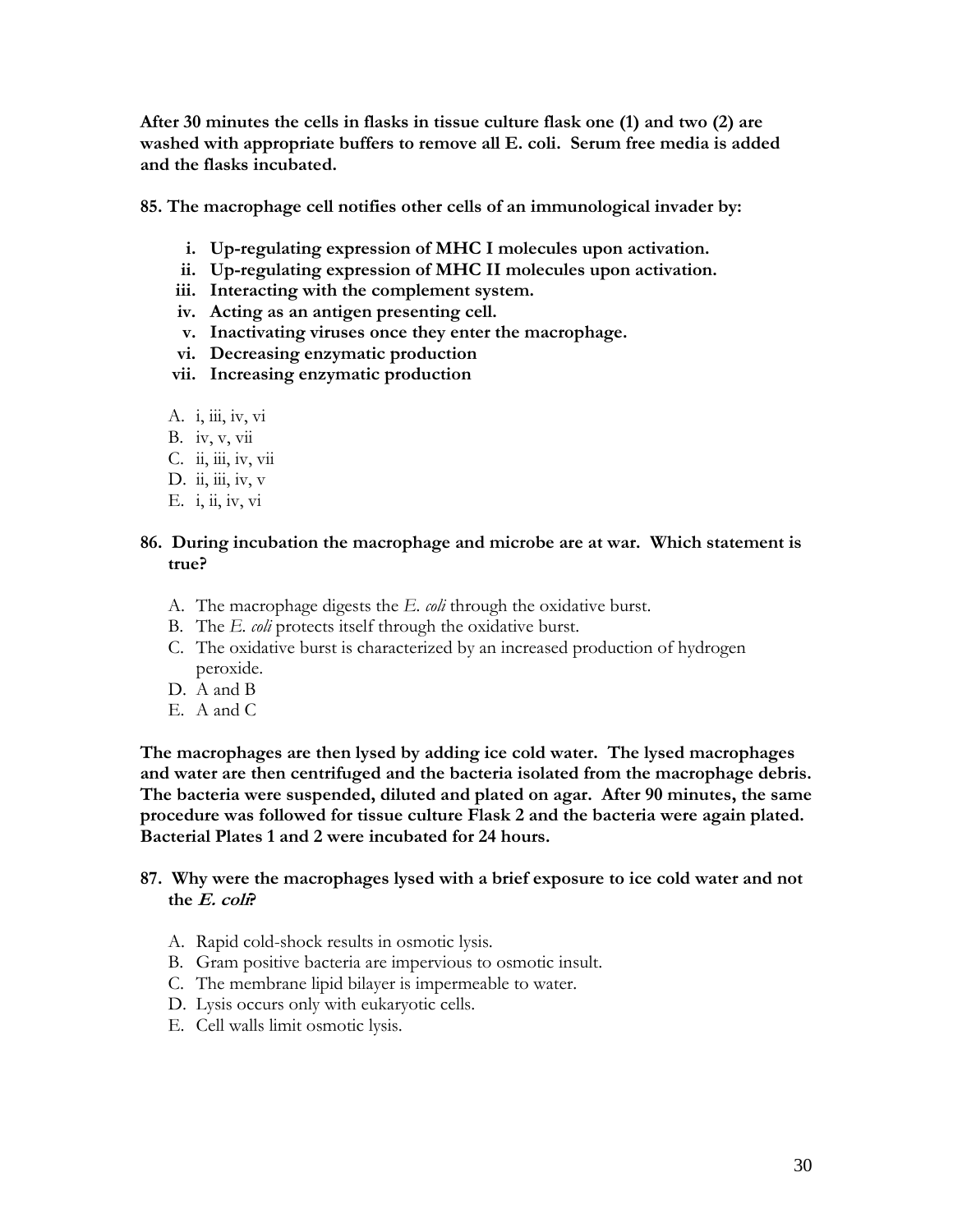**After 30 minutes the cells in flasks in tissue culture flask one (1) and two (2) are washed with appropriate buffers to remove all E. coli. Serum free media is added and the flasks incubated.**

**85. The macrophage cell notifies other cells of an immunological invader by:**

- **i. Up-regulating expression of MHC I molecules upon activation.**
- **ii. Up-regulating expression of MHC II molecules upon activation.**
- **iii. Interacting with the complement system.**
- **iv. Acting as an antigen presenting cell.**
- **v. Inactivating viruses once they enter the macrophage.**
- **vi. Decreasing enzymatic production**
- **vii. Increasing enzymatic production**

A. i, iii, iv, vi
B. iv, v, vii
C. ii, iii, iv, vii
D. ii, iii, iv, v
E. i, ii, iv, vi

**86. During incubation the macrophage and microbe are at war. Which statement is true?**

A. The macrophage digests the *E. coli* through the oxidative burst.
B. The *E. coli* protects itself through the oxidative burst.
C. The oxidative burst is characterized by an increased production of hydrogen peroxide.
D. A and B
E. A and C

**The macrophages are then lysed by adding ice cold water. The lysed macrophages and water are then centrifuged and the bacteria isolated from the macrophage debris. The bacteria were suspended, diluted and plated on agar. After 90 minutes, the same procedure was followed for tissue culture Flask 2 and the bacteria were again plated. Bacterial Plates 1 and 2 were incubated for 24 hours.**

**87. Why were the macrophages lysed with a brief exposure to ice cold water and not the *E. coli*?**

A. Rapid cold-shock results in osmotic lysis.
B. Gram positive bacteria are impervious to osmotic insult.
C. The membrane lipid bilayer is impermeable to water.
D. Lysis occurs only with eukaryotic cells.
E. Cell walls limit osmotic lysis.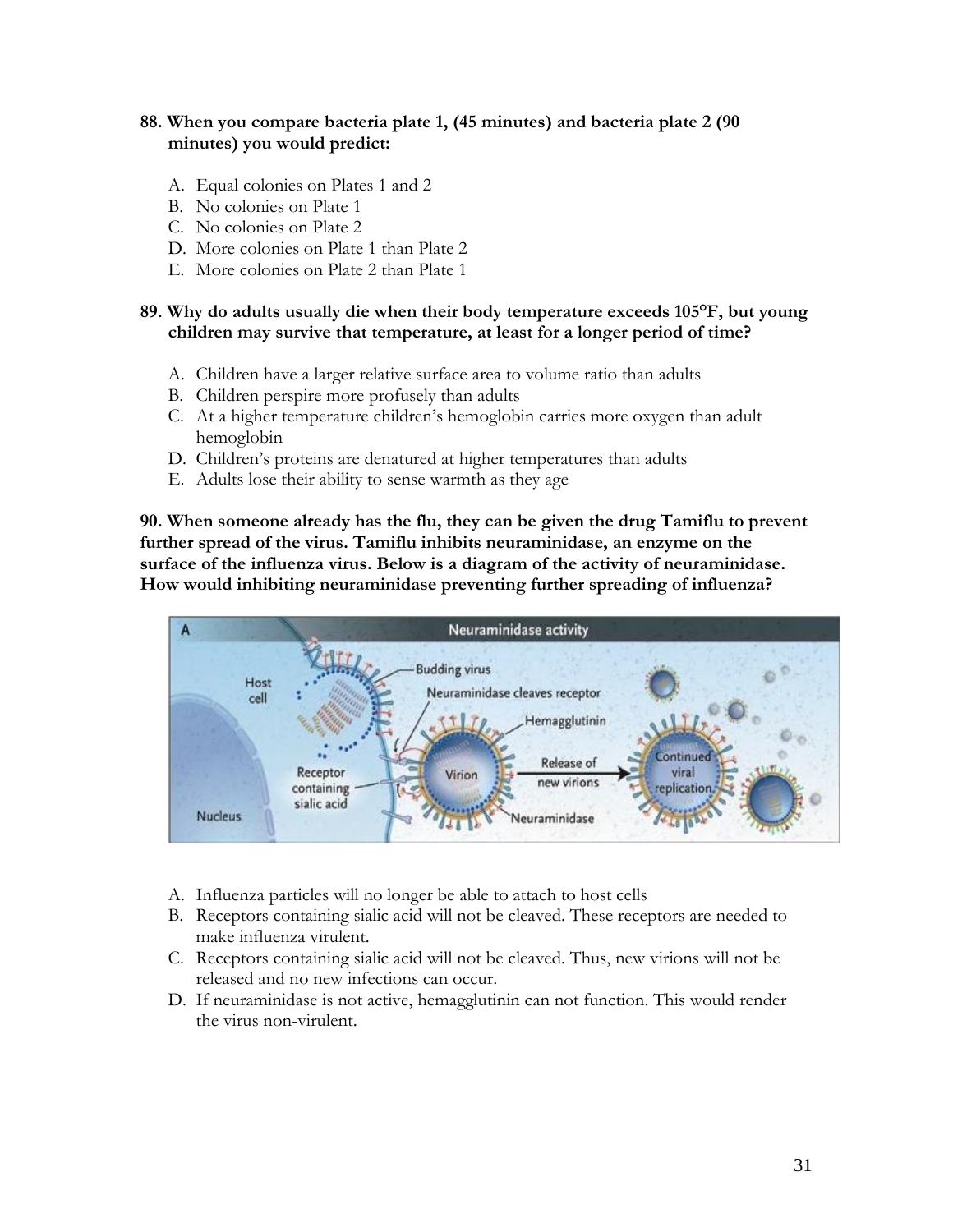**88. When you compare bacteria plate 1, (45 minutes) and bacteria plate 2 (90 minutes) you would predict:**

A. Equal colonies on Plates 1 and 2
B. No colonies on Plate 1
C. No colonies on Plate 2
D. More colonies on Plate 1 than Plate 2
E. More colonies on Plate 2 than Plate 1

**89. Why do adults usually die when their body temperature exceeds 105°F, but young children may survive that temperature, at least for a longer period of time?**

A. Children have a larger relative surface area to volume ratio than adults
B. Children perspire more profusely than adults
C. At a higher temperature children's hemoglobin carries more oxygen than adult hemoglobin
D. Children's proteins are denatured at higher temperatures than adults
E. Adults lose their ability to sense warmth as they age

**90. When someone already has the flu, they can be given the drug Tamiflu to prevent further spread of the virus. Tamiflu inhibits neuraminidase, an enzyme on the surface of the influenza virus. Below is a diagram of the activity of neuraminidase. How would inhibiting neuraminidase preventing further spreading of influenza?**

A. Influenza particles will no longer be able to attach to host cells
B. Receptors containing sialic acid will not be cleaved. These receptors are needed to make influenza virulent.
C. Receptors containing sialic acid will not be cleaved. Thus, new virions will not be released and no new infections can occur.
D. If neuraminidase is not active, hemagglutinin can not function. This would render the virus non-virulent.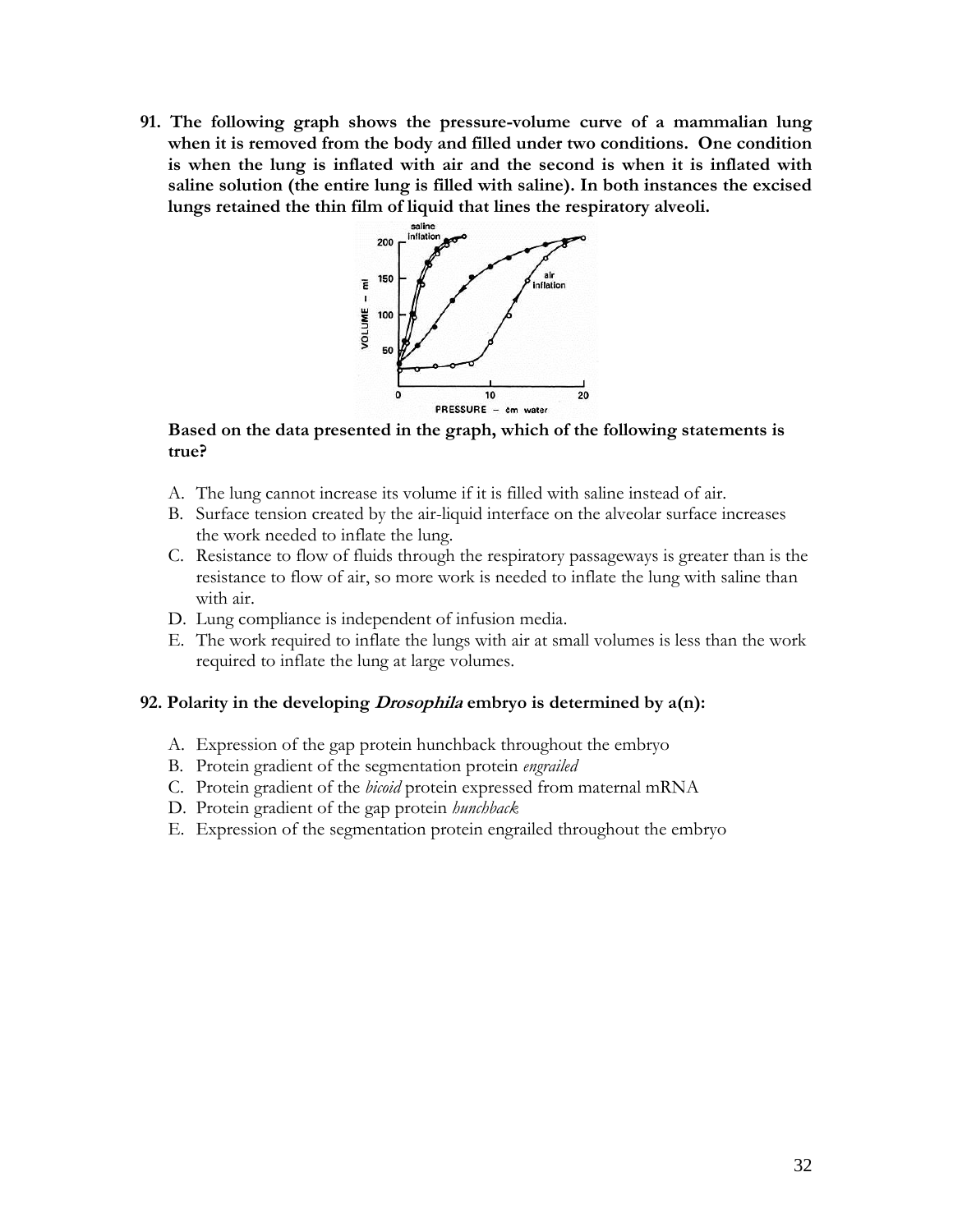**91. The following graph shows the pressure-volume curve of a mammalian lung when it is removed from the body and filled under two conditions. One condition is when the lung is inflated with air and the second is when it is inflated with saline solution (the entire lung is filled with saline). In both instances the excised lungs retained the thin film of liquid that lines the respiratory alveoli.**

**Based on the data presented in the graph, which of the following statements is true?**

A. The lung cannot increase its volume if it is filled with saline instead of air.
B. Surface tension created by the air-liquid interface on the alveolar surface increases the work needed to inflate the lung.
C. Resistance to flow of fluids through the respiratory passageways is greater than is the resistance to flow of air, so more work is needed to inflate the lung with saline than with air.
D. Lung compliance is independent of infusion media.
E. The work required to inflate the lungs with air at small volumes is less than the work required to inflate the lung at large volumes.

**92. Polarity in the developing *Drosophila* embryo is determined by a(n):**

A. Expression of the gap protein hunchback throughout the embryo
B. Protein gradient of the segmentation protein *engrailed*
C. Protein gradient of the *bicoid* protein expressed from maternal mRNA
D. Protein gradient of the gap protein *hunchback*
E. Expression of the segmentation protein engrailed throughout the embryo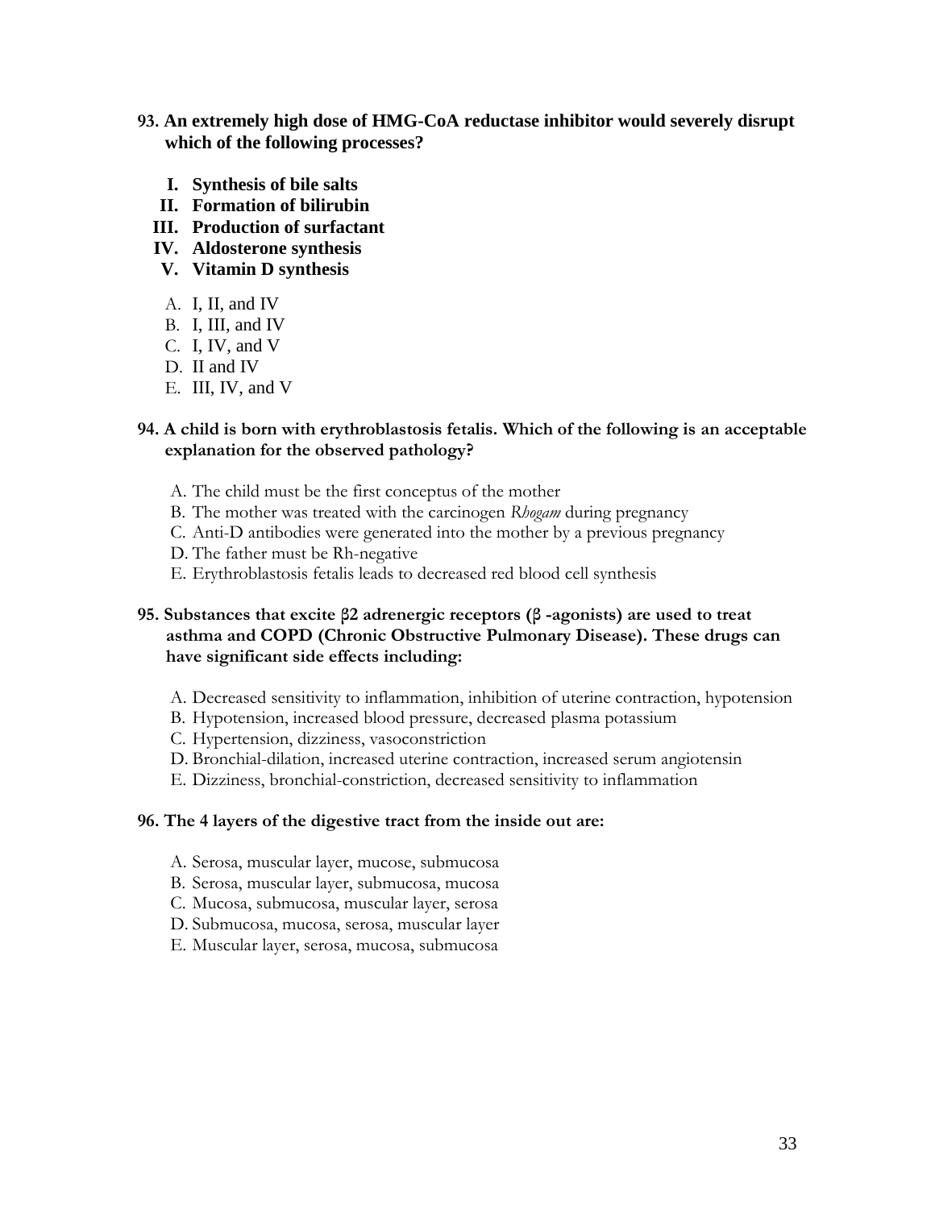**93. An extremely high dose of HMG-CoA reductase inhibitor would severely disrupt which of the following processes?**

- **I. Synthesis of bile salts**
- **II. Formation of bilirubin**
- **III. Production of surfactant**
- **IV. Aldosterone synthesis**
- **V. Vitamin D synthesis**

A. I, II, and IV
B. I, III, and IV
C. I, IV, and V
D. II and IV
E. III, IV, and V

**94. A child is born with erythroblastosis fetalis. Which of the following is an acceptable explanation for the observed pathology?**

A. The child must be the first conceptus of the mother
B. The mother was treated with the carcinogen *Rhogam* during pregnancy
C. Anti-D antibodies were generated into the mother by a previous pregnancy
D. The father must be Rh-negative
E. Erythroblastosis fetalis leads to decreased red blood cell synthesis

**95. Substances that excite β2 adrenergic receptors (β -agonists) are used to treat asthma and COPD (Chronic Obstructive Pulmonary Disease). These drugs can have significant side effects including:**

A. Decreased sensitivity to inflammation, inhibition of uterine contraction, hypotension
B. Hypotension, increased blood pressure, decreased plasma potassium
C. Hypertension, dizziness, vasoconstriction
D. Bronchial-dilation, increased uterine contraction, increased serum angiotensin
E. Dizziness, bronchial-constriction, decreased sensitivity to inflammation

**96. The 4 layers of the digestive tract from the inside out are:**

A. Serosa, muscular layer, mucose, submucosa
B. Serosa, muscular layer, submucosa, mucosa
C. Mucosa, submucosa, muscular layer, serosa
D. Submucosa, mucosa, serosa, muscular layer
E. Muscular layer, serosa, mucosa, submucosa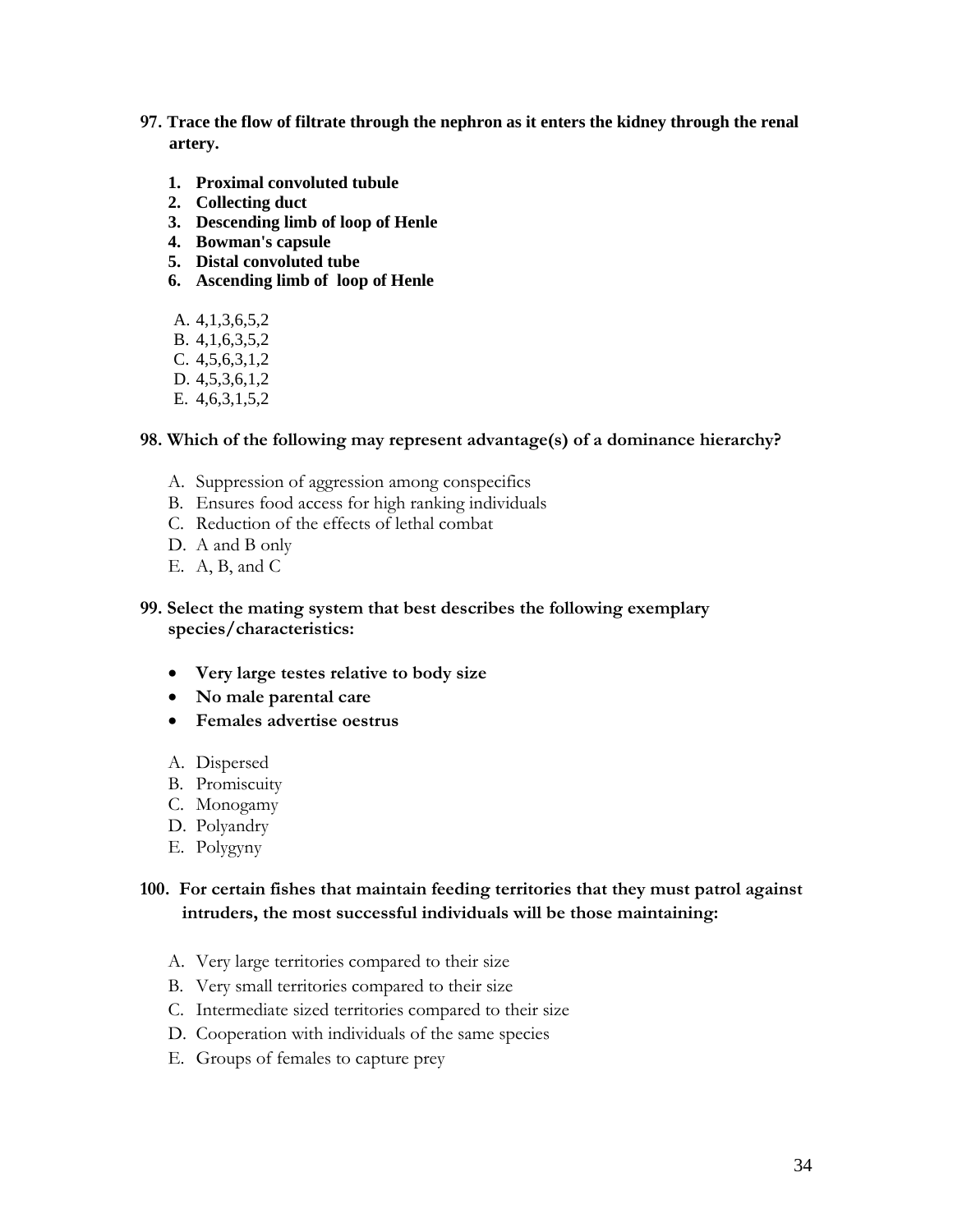**97. Trace the flow of filtrate through the nephron as it enters the kidney through the renal artery.**

1. **Proximal convoluted tubule**
2. **Collecting duct**
3. **Descending limb of loop of Henle**
4. **Bowman's capsule**
5. **Distal convoluted tube**
6. **Ascending limb of loop of Henle**

A. 4,1,3,6,5,2
B. 4,1,6,3,5,2
C. 4,5,6,3,1,2
D. 4,5,3,6,1,2
E. 4,6,3,1,5,2

**98. Which of the following may represent advantage(s) of a dominance hierarchy?**

A. Suppression of aggression among conspecifics
B. Ensures food access for high ranking individuals
C. Reduction of the effects of lethal combat
D. A and B only
E. A, B, and C

**99. Select the mating system that best describes the following exemplary species/characteristics:**

- **Very large testes relative to body size**
- **No male parental care**
- **Females advertise oestrus**

A. Dispersed
B. Promiscuity
C. Monogamy
D. Polyandry
E. Polygyny

**100. For certain fishes that maintain feeding territories that they must patrol against intruders, the most successful individuals will be those maintaining:**

A. Very large territories compared to their size
B. Very small territories compared to their size
C. Intermediate sized territories compared to their size
D. Cooperation with individuals of the same species
E. Groups of females to capture prey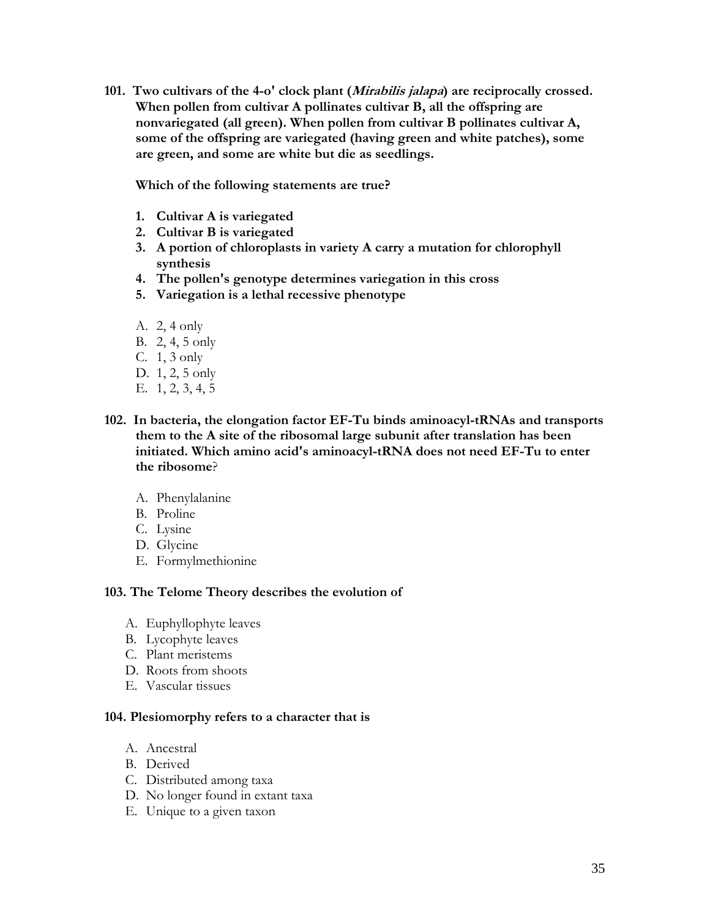**101. Two cultivars of the 4-o' clock plant (*Mirabilis jalapa*) are reciprocally crossed. When pollen from cultivar A pollinates cultivar B, all the offspring are nonvariegated (all green). When pollen from cultivar B pollinates cultivar A, some of the offspring are variegated (having green and white patches), some are green, and some are white but die as seedlings.**

**Which of the following statements are true?**

1. **Cultivar A is variegated**
2. **Cultivar B is variegated**
3. **A portion of chloroplasts in variety A carry a mutation for chlorophyll synthesis**
4. **The pollen's genotype determines variegation in this cross**
5. **Variegation is a lethal recessive phenotype**

A. 2, 4 only
B. 2, 4, 5 only
C. 1, 3 only
D. 1, 2, 5 only
E. 1, 2, 3, 4, 5

**102. In bacteria, the elongation factor EF-Tu binds aminoacyl-tRNAs and transports them to the A site of the ribosomal large subunit after translation has been initiated. Which amino acid's aminoacyl-tRNA does not need EF-Tu to enter the ribosome?**

A. Phenylalanine
B. Proline
C. Lysine
D. Glycine
E. Formylmethionine

**103. The Telome Theory describes the evolution of**

A. Euphyllophyte leaves
B. Lycophyte leaves
C. Plant meristems
D. Roots from shoots
E. Vascular tissues

**104. Plesiomorphy refers to a character that is**

A. Ancestral
B. Derived
C. Distributed among taxa
D. No longer found in extant taxa
E. Unique to a given taxon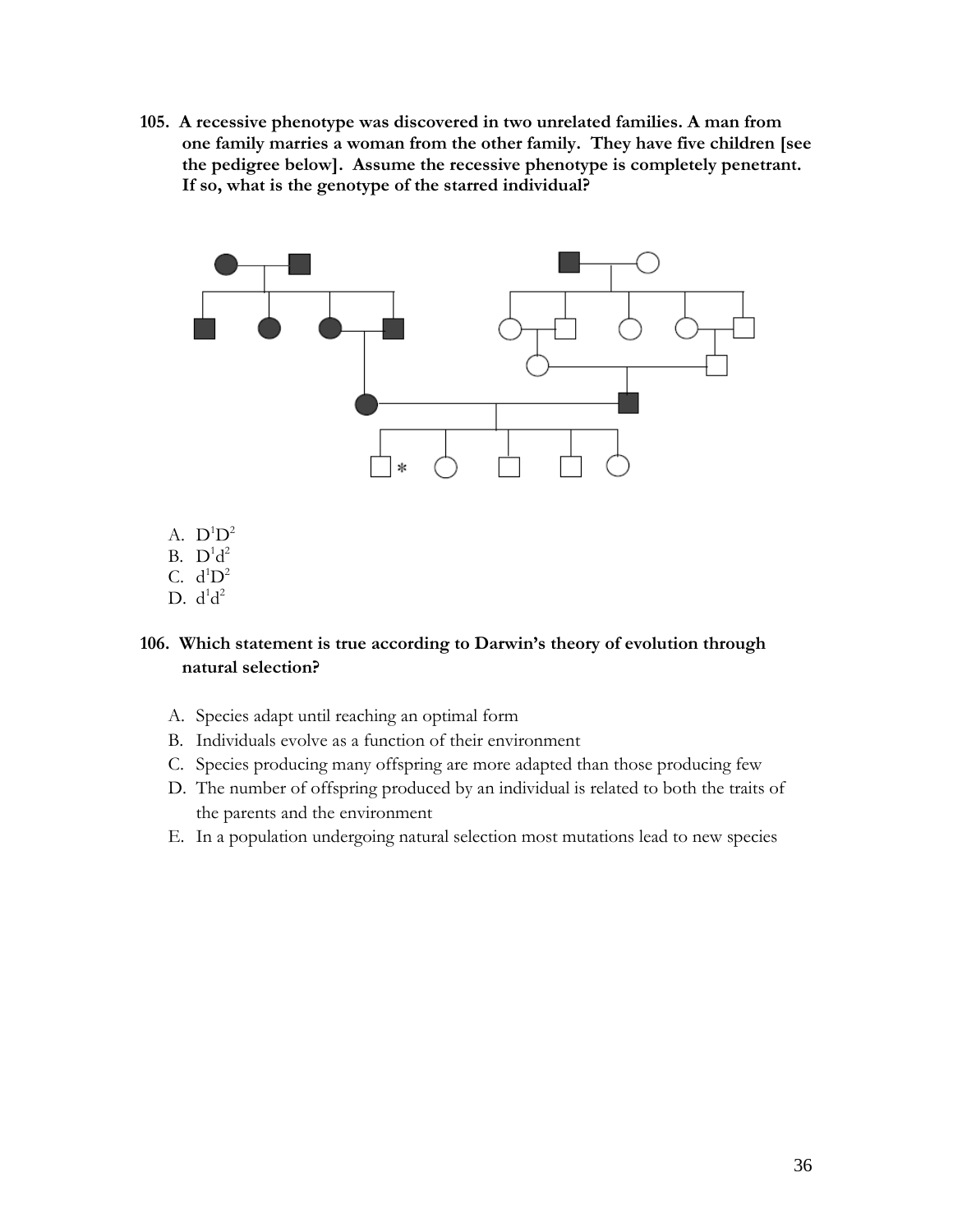**105. A recessive phenotype was discovered in two unrelated families. A man from one family marries a woman from the other family. They have five children [see the pedigree below]. Assume the recessive phenotype is completely penetrant. If so, what is the genotype of the starred individual?**

A. $D^1D^2$
B. $D^1d^2$
C. $d^1D^2$
D. $d^1d^2$

**106. Which statement is true according to Darwin's theory of evolution through natural selection?**

A. Species adapt until reaching an optimal form
B. Individuals evolve as a function of their environment
C. Species producing many offspring are more adapted than those producing few
D. The number of offspring produced by an individual is related to both the traits of the parents and the environment
E. In a population undergoing natural selection most mutations lead to new species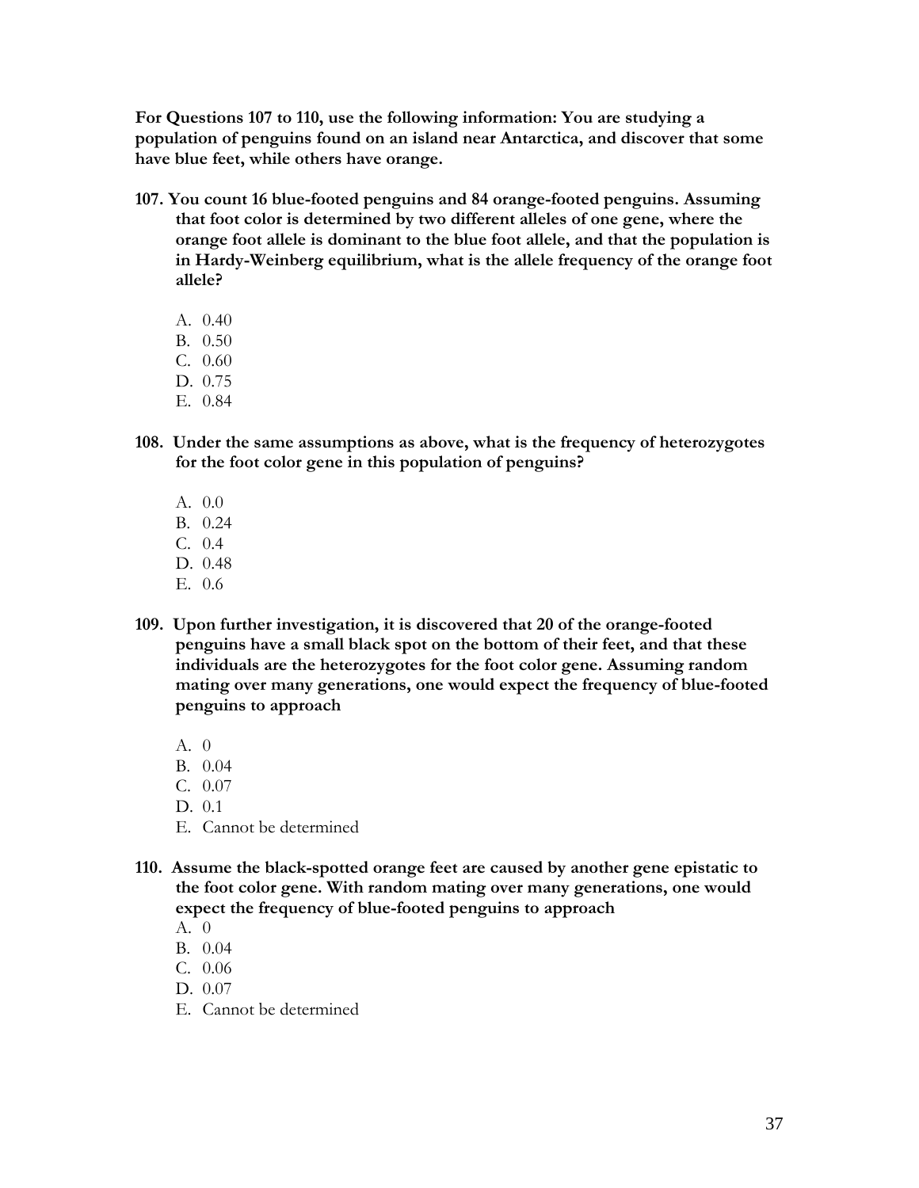**For Questions 107 to 110, use the following information: You are studying a population of penguins found on an island near Antarctica, and discover that some have blue feet, while others have orange.**

**107. You count 16 blue-footed penguins and 84 orange-footed penguins. Assuming that foot color is determined by two different alleles of one gene, where the orange foot allele is dominant to the blue foot allele, and that the population is in Hardy-Weinberg equilibrium, what is the allele frequency of the orange foot allele?**

A. 0.40
B. 0.50
C. 0.60
D. 0.75
E. 0.84

**108. Under the same assumptions as above, what is the frequency of heterozygotes for the foot color gene in this population of penguins?**

A. 0.0
B. 0.24
C. 0.4
D. 0.48
E. 0.6

**109. Upon further investigation, it is discovered that 20 of the orange-footed penguins have a small black spot on the bottom of their feet, and that these individuals are the heterozygotes for the foot color gene. Assuming random mating over many generations, one would expect the frequency of blue-footed penguins to approach**

A. 0
B. 0.04
C. 0.07
D. 0.1
E. Cannot be determined

**110. Assume the black-spotted orange feet are caused by another gene epistatic to the foot color gene. With random mating over many generations, one would expect the frequency of blue-footed penguins to approach**

A. 0
B. 0.04
C. 0.06
D. 0.07
E. Cannot be determined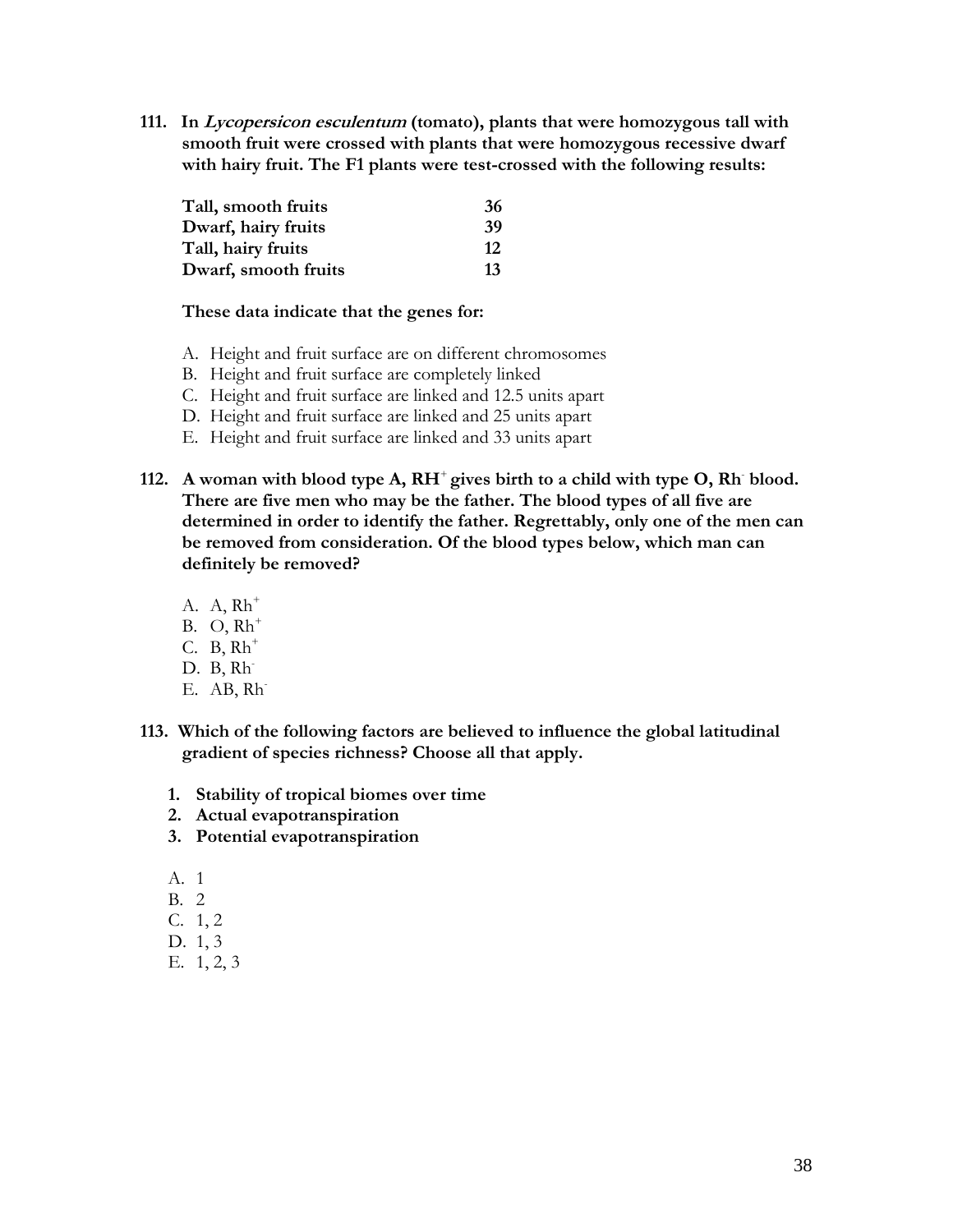**111. In *Lycopersicon esculentum* (tomato), plants that were homozygous tall with smooth fruit were crossed with plants that were homozygous recessive dwarf with hairy fruit. The F1 plants were test-crossed with the following results:**

| | |
|---|---|
| **Tall, smooth fruits** | **36** |
| **Dwarf, hairy fruits** | **39** |
| **Tall, hairy fruits** | **12** |
| **Dwarf, smooth fruits** | **13** |

**These data indicate that the genes for:**

A. Height and fruit surface are on different chromosomes
B. Height and fruit surface are completely linked
C. Height and fruit surface are linked and 12.5 units apart
D. Height and fruit surface are linked and 25 units apart
E. Height and fruit surface are linked and 33 units apart

**112. A woman with blood type A, $RH^+$ gives birth to a child with type O, $Rh^-$ blood. There are five men who may be the father. The blood types of all five are determined in order to identify the father. Regrettably, only one of the men can be removed from consideration. Of the blood types below, which man can definitely be removed?**

A. A, $Rh^+$
B. O, $Rh^+$
C. B, $Rh^+$
D. B, $Rh^-$
E. AB, $Rh^-$

**113. Which of the following factors are believed to influence the global latitudinal gradient of species richness? Choose all that apply.**

1. **Stability of tropical biomes over time**
2. **Actual evapotranspiration**
3. **Potential evapotranspiration**

A. 1
B. 2
C. 1, 2
D. 1, 3
E. 1, 2, 3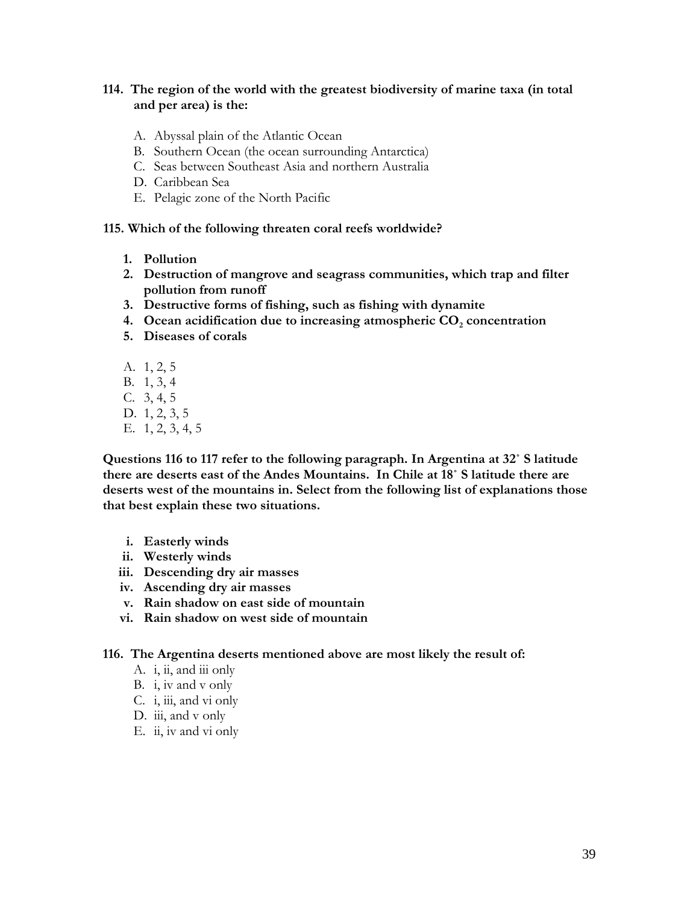**114. The region of the world with the greatest biodiversity of marine taxa (in total and per area) is the:**

A. Abyssal plain of the Atlantic Ocean
B. Southern Ocean (the ocean surrounding Antarctica)
C. Seas between Southeast Asia and northern Australia
D. Caribbean Sea
E. Pelagic zone of the North Pacific

**115. Which of the following threaten coral reefs worldwide?**

1. **Pollution**
2. **Destruction of mangrove and seagrass communities, which trap and filter pollution from runoff**
3. **Destructive forms of fishing, such as fishing with dynamite**
4. **Ocean acidification due to increasing atmospheric $CO_2$ concentration**
5. **Diseases of corals**

A. 1, 2, 5
B. 1, 3, 4
C. 3, 4, 5
D. 1, 2, 3, 5
E. 1, 2, 3, 4, 5

**Questions 116 to 117 refer to the following paragraph. In Argentina at 32˚ S latitude there are deserts east of the Andes Mountains. In Chile at 18˚ S latitude there are deserts west of the mountains in. Select from the following list of explanations those that best explain these two situations.**

i. **Easterly winds**
ii. **Westerly winds**
iii. **Descending dry air masses**
iv. **Ascending dry air masses**
v. **Rain shadow on east side of mountain**
vi. **Rain shadow on west side of mountain**

**116. The Argentina deserts mentioned above are most likely the result of:**

A. i, ii, and iii only
B. i, iv and v only
C. i, iii, and vi only
D. iii, and v only
E. ii, iv and vi only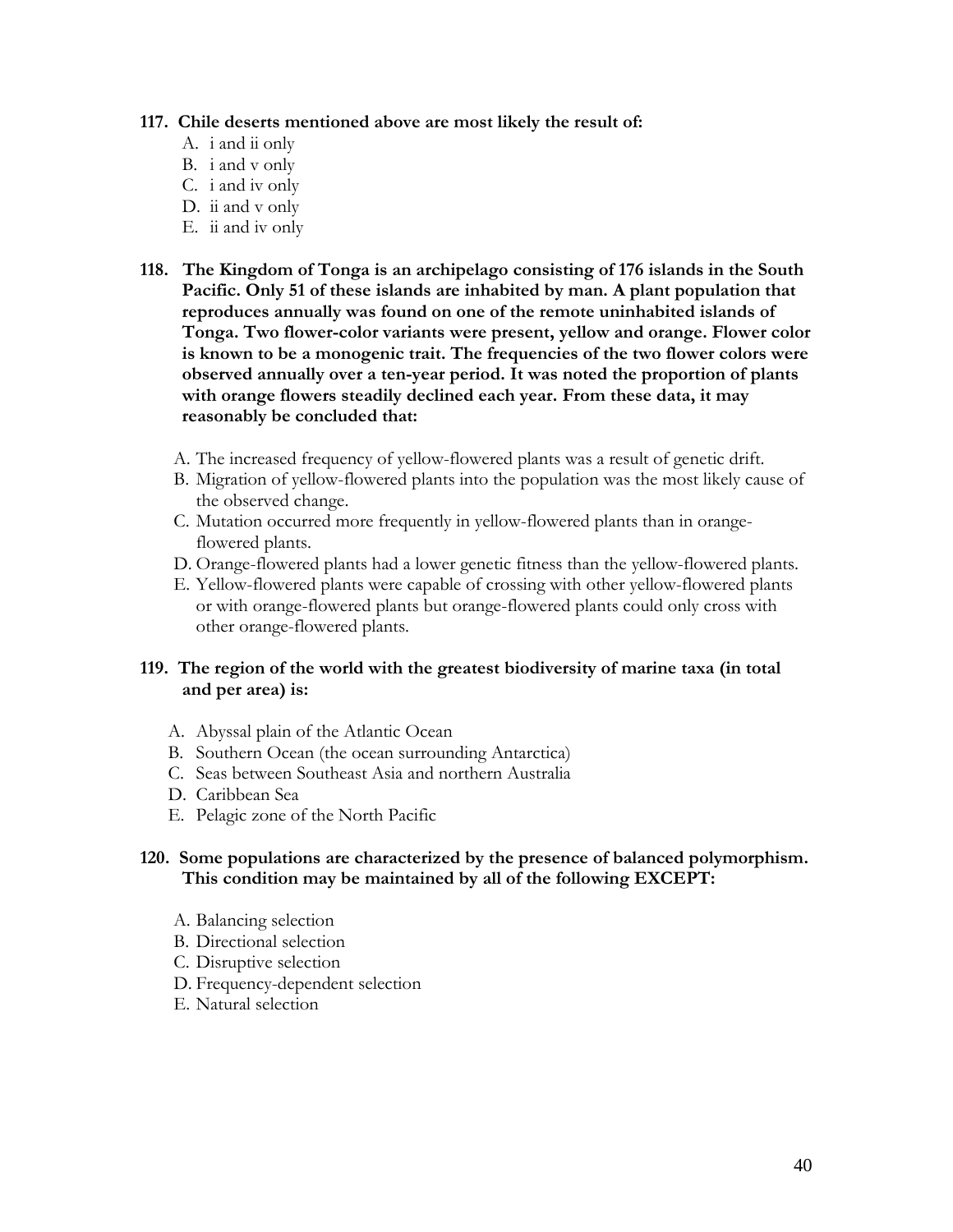**117. Chile deserts mentioned above are most likely the result of:**

A. i and ii only
B. i and v only
C. i and iv only
D. ii and v only
E. ii and iv only

**118. The Kingdom of Tonga is an archipelago consisting of 176 islands in the South Pacific. Only 51 of these islands are inhabited by man. A plant population that reproduces annually was found on one of the remote uninhabited islands of Tonga. Two flower-color variants were present, yellow and orange. Flower color is known to be a monogenic trait. The frequencies of the two flower colors were observed annually over a ten-year period. It was noted the proportion of plants with orange flowers steadily declined each year. From these data, it may reasonably be concluded that:**

A. The increased frequency of yellow-flowered plants was a result of genetic drift.
B. Migration of yellow-flowered plants into the population was the most likely cause of the observed change.
C. Mutation occurred more frequently in yellow-flowered plants than in orange-flowered plants.
D. Orange-flowered plants had a lower genetic fitness than the yellow-flowered plants.
E. Yellow-flowered plants were capable of crossing with other yellow-flowered plants or with orange-flowered plants but orange-flowered plants could only cross with other orange-flowered plants.

**119. The region of the world with the greatest biodiversity of marine taxa (in total and per area) is:**

A. Abyssal plain of the Atlantic Ocean
B. Southern Ocean (the ocean surrounding Antarctica)
C. Seas between Southeast Asia and northern Australia
D. Caribbean Sea
E. Pelagic zone of the North Pacific

**120. Some populations are characterized by the presence of balanced polymorphism. This condition may be maintained by all of the following EXCEPT:**

A. Balancing selection
B. Directional selection
C. Disruptive selection
D. Frequency-dependent selection
E. Natural selection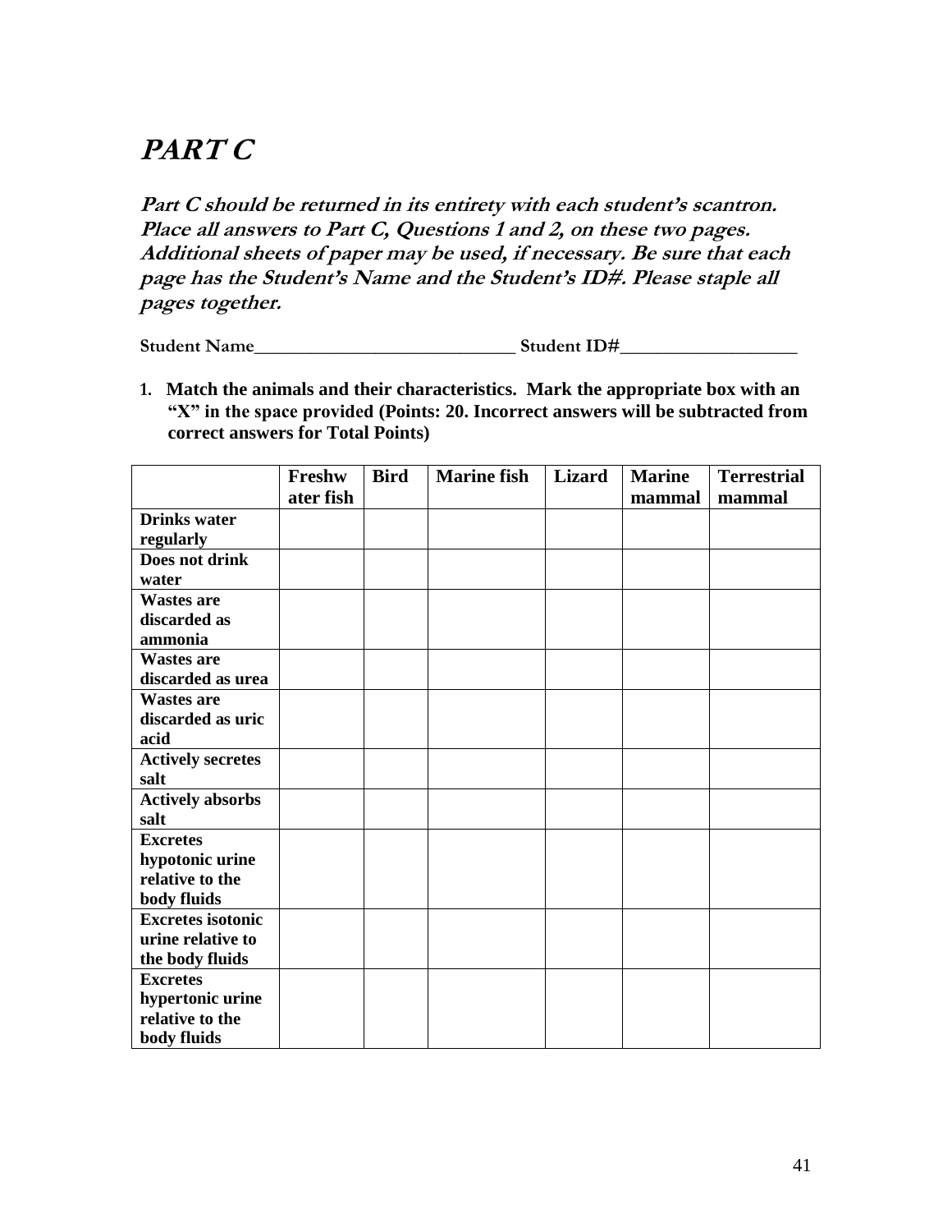# *PART C*

***Part C should be returned in its entirety with each student's scantron. Place all answers to Part C, Questions 1 and 2, on these two pages. Additional sheets of paper may be used, if necessary. Be sure that each page has the Student's Name and the Student's ID#. Please staple all pages together.***

**Student Name**\_\_\_\_\_\_\_\_\_\_\_\_\_\_\_\_\_\_\_\_\_\_\_\_\_\_\_\_ **Student ID#**\_\_\_\_\_\_\_\_\_\_\_\_\_\_\_\_\_\_\_

1. **Match the animals and their characteristics. Mark the appropriate box with an "X" in the space provided (Points: 20. Incorrect answers will be subtracted from correct answers for Total Points)**

| | Freshwater fish | Bird | Marine fish | Lizard | Marine mammal | Terrestrial mammal |
|---|---|---|---|---|---|---|
| **Drinks water regularly** | | | | | | |
| **Does not drink water** | | | | | | |
| **Wastes are discarded as ammonia** | | | | | | |
| **Wastes are discarded as urea** | | | | | | |
| **Wastes are discarded as uric acid** | | | | | | |
| **Actively secretes salt** | | | | | | |
| **Actively absorbs salt** | | | | | | |
| **Excretes hypotonic urine relative to the body fluids** | | | | | | |
| **Excretes isotonic urine relative to the body fluids** | | | | | | |
| **Excretes hypertonic urine relative to the body fluids** | | | | | | |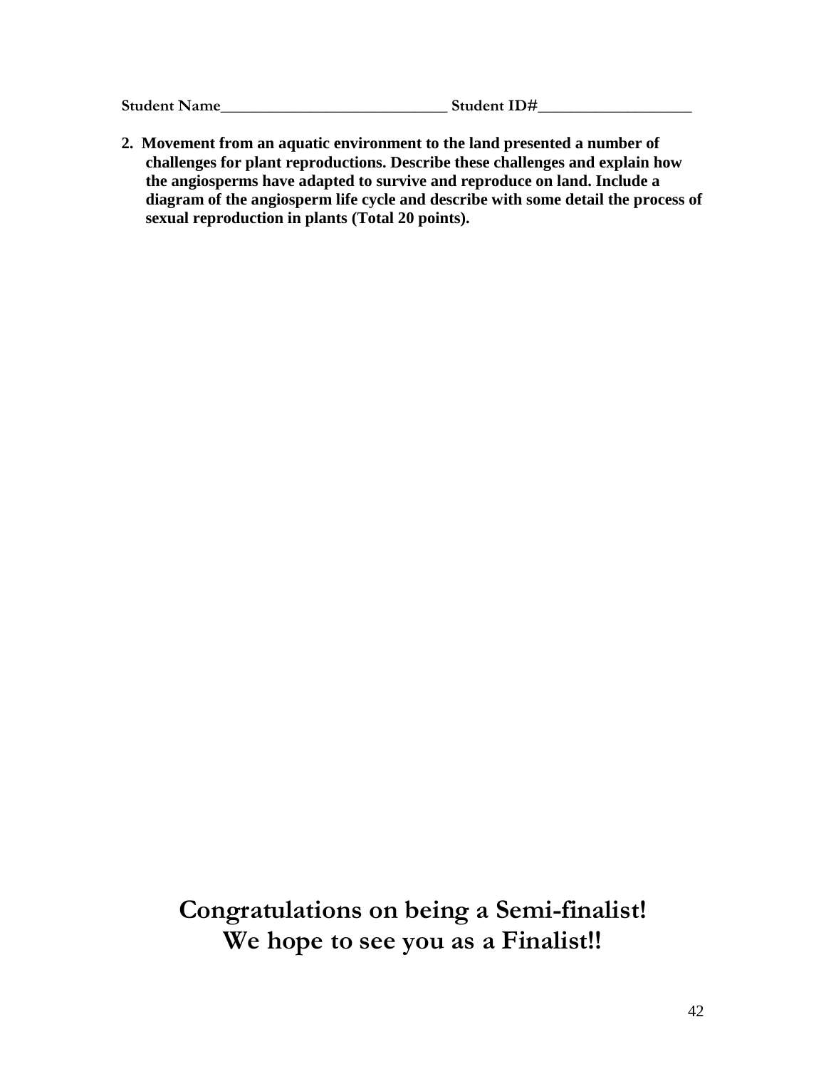**Student Name\_\_\_\_\_\_\_\_\_\_\_\_\_\_\_\_\_\_\_\_\_\_\_\_\_\_\_\_\_\_ Student ID#\_\_\_\_\_\_\_\_\_\_\_\_\_\_\_\_\_\_\_\_**

**2. Movement from an aquatic environment to the land presented a number of challenges for plant reproductions. Describe these challenges and explain how the angiosperms have adapted to survive and reproduce on land. Include a diagram of the angiosperm life cycle and describe with some detail the process of sexual reproduction in plants (Total 20 points).**

# Congratulations on being a Semi-finalist! We hope to see you as a Finalist!!